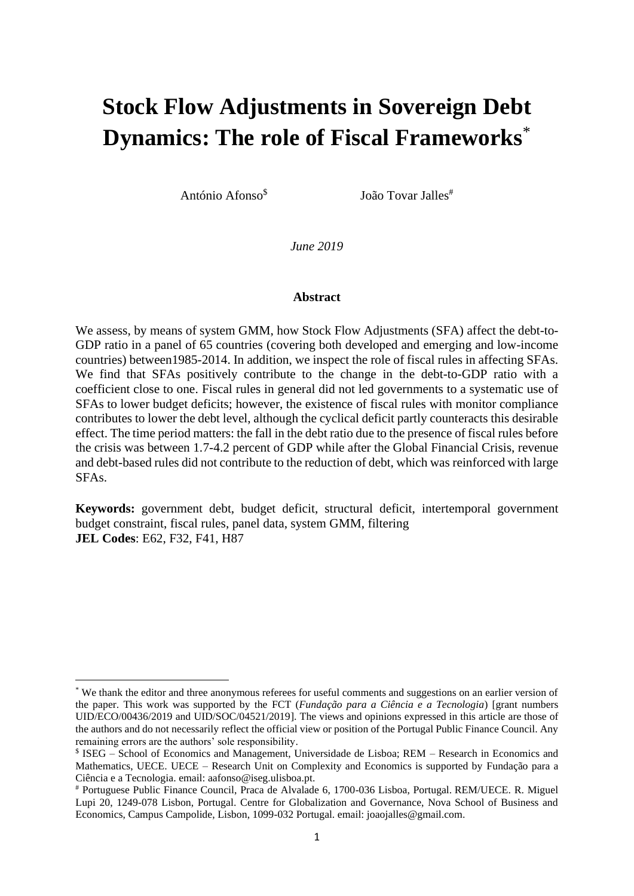# Stock Flow Adjustments in Sovereign Debt Dynamics: The role of Fiscal Frameworks[*]

António Afonso[$] João Tovar Jalles[#]

*June 2019*

**Abstract**

We assess, by means of system GMM, how Stock Flow Adjustments (SFA) affect the debt-to-GDP ratio in a panel of 65 countries (covering both developed and emerging and low-income countries) between1985-2014. In addition, we inspect the role of fiscal rules in affecting SFAs. We find that SFAs positively contribute to the change in the debt-to-GDP ratio with a coefficient close to one. Fiscal rules in general did not led governments to a systematic use of SFAs to lower budget deficits; however, the existence of fiscal rules with monitor compliance contributes to lower the debt level, although the cyclical deficit partly counteracts this desirable effect. The time period matters: the fall in the debt ratio due to the presence of fiscal rules before the crisis was between 1.7-4.2 percent of GDP while after the Global Financial Crisis, revenue and debt-based rules did not contribute to the reduction of debt, which was reinforced with large SFAs.

**Keywords:** government debt, budget deficit, structural deficit, intertemporal government budget constraint, fiscal rules, panel data, system GMM, filtering
**JEL Codes**: E62, F32, F41, H87

---

[*] We thank the editor and three anonymous referees for useful comments and suggestions on an earlier version of the paper. This work was supported by the FCT (*Fundação para a Ciência e a Tecnologia*) [grant numbers UID/ECO/00436/2019 and UID/SOC/04521/2019]. The views and opinions expressed in this article are those of the authors and do not necessarily reflect the official view or position of the Portugal Public Finance Council. Any remaining errors are the authors' sole responsibility.

[$] ISEG – School of Economics and Management, Universidade de Lisboa; REM – Research in Economics and Mathematics, UECE. UECE – Research Unit on Complexity and Economics is supported by Fundação para a Ciência e a Tecnologia. email: aafonso@iseg.ulisboa.pt.

[#] Portuguese Public Finance Council, Praca de Alvalade 6, 1700-036 Lisboa, Portugal. REM/UECE. R. Miguel Lupi 20, 1249-078 Lisbon, Portugal. Centre for Globalization and Governance, Nova School of Business and Economics, Campus Campolide, Lisbon, 1099-032 Portugal. email: joaojalles@gmail.com.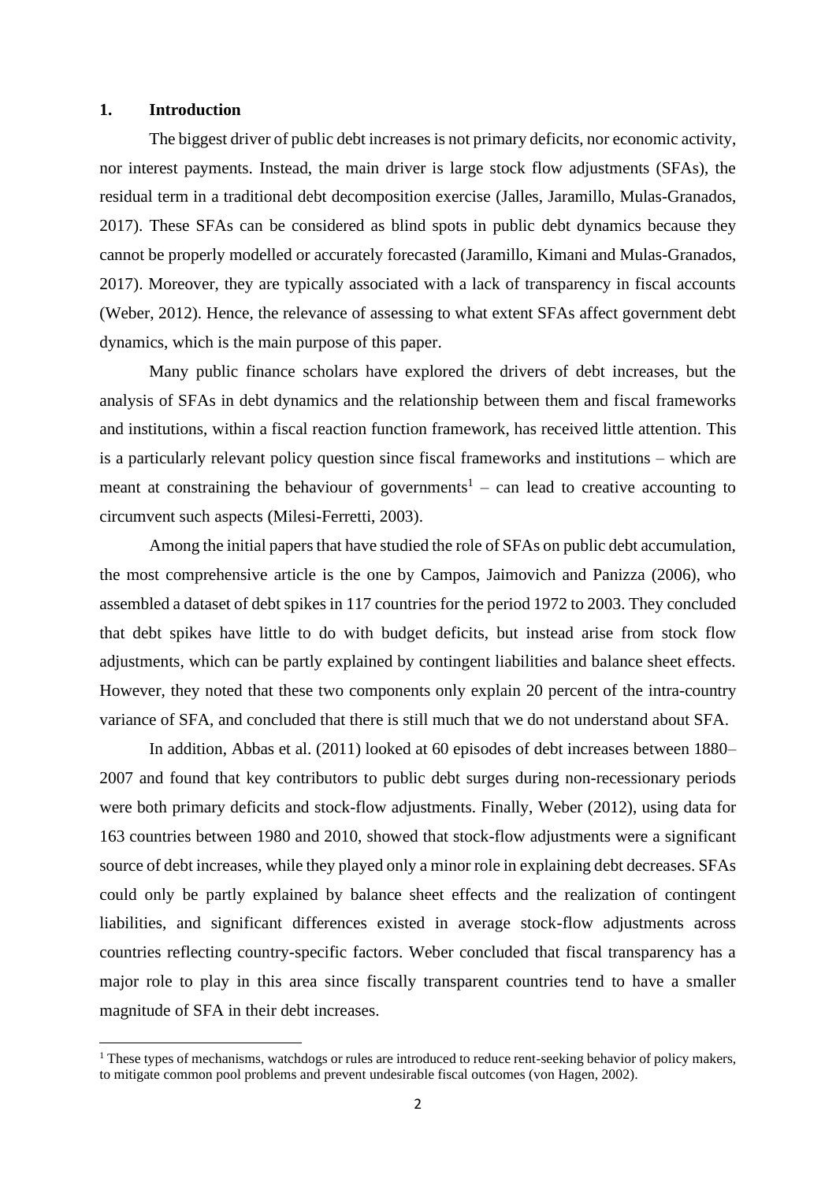## 1. Introduction

The biggest driver of public debt increases is not primary deficits, nor economic activity, nor interest payments. Instead, the main driver is large stock flow adjustments (SFAs), the residual term in a traditional debt decomposition exercise (Jalles, Jaramillo, Mulas-Granados, 2017). These SFAs can be considered as blind spots in public debt dynamics because they cannot be properly modelled or accurately forecasted (Jaramillo, Kimani and Mulas-Granados, 2017). Moreover, they are typically associated with a lack of transparency in fiscal accounts (Weber, 2012). Hence, the relevance of assessing to what extent SFAs affect government debt dynamics, which is the main purpose of this paper.

Many public finance scholars have explored the drivers of debt increases, but the analysis of SFAs in debt dynamics and the relationship between them and fiscal frameworks and institutions, within a fiscal reaction function framework, has received little attention. This is a particularly relevant policy question since fiscal frameworks and institutions – which are meant at constraining the behaviour of governments[1] – can lead to creative accounting to circumvent such aspects (Milesi-Ferretti, 2003).

Among the initial papers that have studied the role of SFAs on public debt accumulation, the most comprehensive article is the one by Campos, Jaimovich and Panizza (2006), who assembled a dataset of debt spikes in 117 countries for the period 1972 to 2003. They concluded that debt spikes have little to do with budget deficits, but instead arise from stock flow adjustments, which can be partly explained by contingent liabilities and balance sheet effects. However, they noted that these two components only explain 20 percent of the intra-country variance of SFA, and concluded that there is still much that we do not understand about SFA.

In addition, Abbas et al. (2011) looked at 60 episodes of debt increases between 1880–2007 and found that key contributors to public debt surges during non-recessionary periods were both primary deficits and stock-flow adjustments. Finally, Weber (2012), using data for 163 countries between 1980 and 2010, showed that stock-flow adjustments were a significant source of debt increases, while they played only a minor role in explaining debt decreases. SFAs could only be partly explained by balance sheet effects and the realization of contingent liabilities, and significant differences existed in average stock-flow adjustments across countries reflecting country-specific factors. Weber concluded that fiscal transparency has a major role to play in this area since fiscally transparent countries tend to have a smaller magnitude of SFA in their debt increases.

[1] These types of mechanisms, watchdogs or rules are introduced to reduce rent-seeking behavior of policy makers, to mitigate common pool problems and prevent undesirable fiscal outcomes (von Hagen, 2002).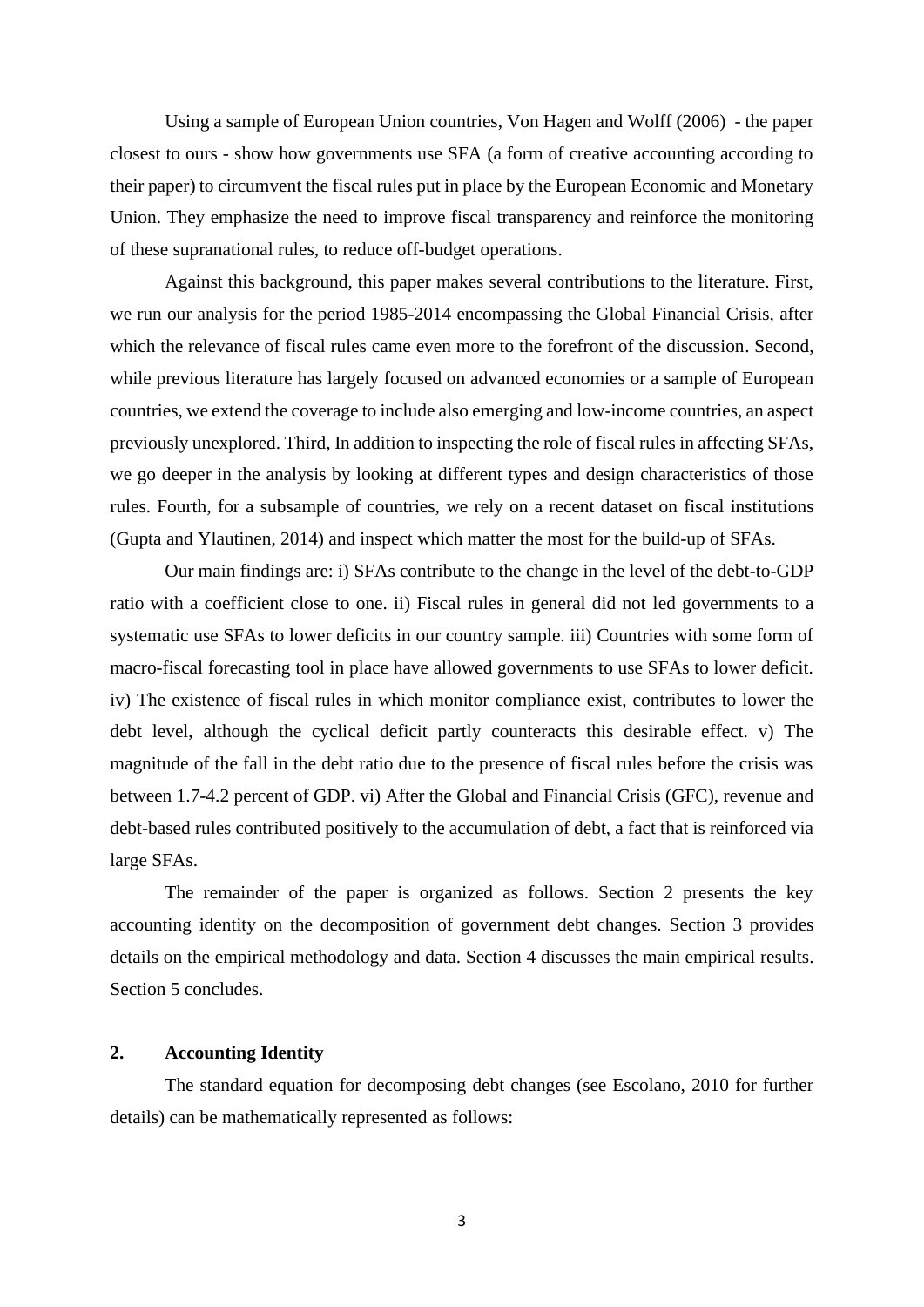Using a sample of European Union countries, Von Hagen and Wolff (2006) - the paper closest to ours - show how governments use SFA (a form of creative accounting according to their paper) to circumvent the fiscal rules put in place by the European Economic and Monetary Union. They emphasize the need to improve fiscal transparency and reinforce the monitoring of these supranational rules, to reduce off-budget operations.

Against this background, this paper makes several contributions to the literature. First, we run our analysis for the period 1985-2014 encompassing the Global Financial Crisis, after which the relevance of fiscal rules came even more to the forefront of the discussion. Second, while previous literature has largely focused on advanced economies or a sample of European countries, we extend the coverage to include also emerging and low-income countries, an aspect previously unexplored. Third, In addition to inspecting the role of fiscal rules in affecting SFAs, we go deeper in the analysis by looking at different types and design characteristics of those rules. Fourth, for a subsample of countries, we rely on a recent dataset on fiscal institutions (Gupta and Ylautinen, 2014) and inspect which matter the most for the build-up of SFAs.

Our main findings are: i) SFAs contribute to the change in the level of the debt-to-GDP ratio with a coefficient close to one. ii) Fiscal rules in general did not led governments to a systematic use SFAs to lower deficits in our country sample. iii) Countries with some form of macro-fiscal forecasting tool in place have allowed governments to use SFAs to lower deficit. iv) The existence of fiscal rules in which monitor compliance exist, contributes to lower the debt level, although the cyclical deficit partly counteracts this desirable effect. v) The magnitude of the fall in the debt ratio due to the presence of fiscal rules before the crisis was between 1.7-4.2 percent of GDP. vi) After the Global and Financial Crisis (GFC), revenue and debt-based rules contributed positively to the accumulation of debt, a fact that is reinforced via large SFAs.

The remainder of the paper is organized as follows. Section 2 presents the key accounting identity on the decomposition of government debt changes. Section 3 provides details on the empirical methodology and data. Section 4 discusses the main empirical results. Section 5 concludes.

## 2. Accounting Identity

The standard equation for decomposing debt changes (see Escolano, 2010 for further details) can be mathematically represented as follows: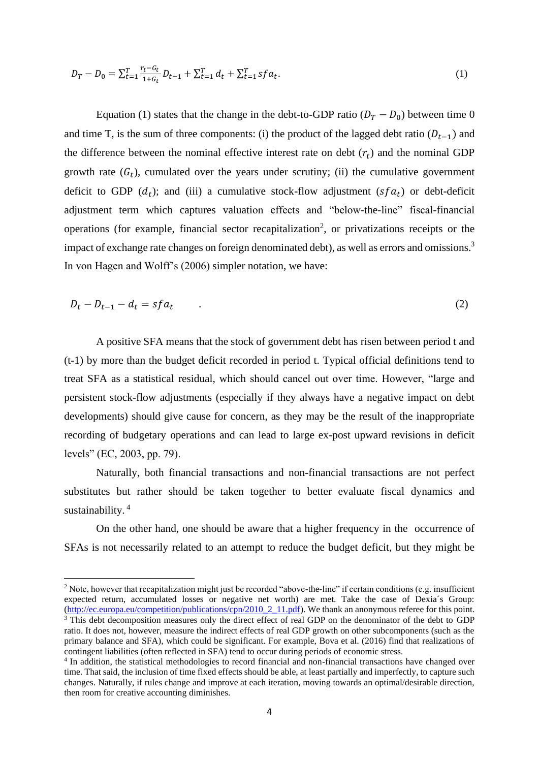$$D_T - D_0 = \sum_{t=1}^{T} \frac{r_t - G_t}{1+G_t} D_{t-1} + \sum_{t=1}^{T} d_t + \sum_{t=1}^{T} sfa_t. \quad (1)$$

Equation (1) states that the change in the debt-to-GDP ratio ($D_T - D_0$) between time 0 and time T, is the sum of three components: (i) the product of the lagged debt ratio ($D_{t-1}$) and the difference between the nominal effective interest rate on debt ($r_t$) and the nominal GDP growth rate ($G_t$), cumulated over the years under scrutiny; (ii) the cumulative government deficit to GDP ($d_t$); and (iii) a cumulative stock-flow adjustment ($sfa_t$) or debt-deficit adjustment term which captures valuation effects and "below-the-line" fiscal-financial operations (for example, financial sector recapitalization[2], or privatizations receipts or the impact of exchange rate changes on foreign denominated debt), as well as errors and omissions.[3] In von Hagen and Wolff's (2006) simpler notation, we have:

$$D_t - D_{t-1} - d_t = sfa_t \quad . \quad (2)$$

A positive SFA means that the stock of government debt has risen between period t and (t-1) by more than the budget deficit recorded in period t. Typical official definitions tend to treat SFA as a statistical residual, which should cancel out over time. However, "large and persistent stock-flow adjustments (especially if they always have a negative impact on debt developments) should give cause for concern, as they may be the result of the inappropriate recording of budgetary operations and can lead to large ex-post upward revisions in deficit levels" (EC, 2003, pp. 79).

Naturally, both financial transactions and non-financial transactions are not perfect substitutes but rather should be taken together to better evaluate fiscal dynamics and sustainability.[4]

On the other hand, one should be aware that a higher frequency in the occurrence of SFAs is not necessarily related to an attempt to reduce the budget deficit, but they might be

---

[2] Note, however that recapitalization might just be recorded "above-the-line" if certain conditions (e.g. insufficient expected return, accumulated losses or negative net worth) are met. Take the case of Dexia´s Group: (http://ec.europa.eu/competition/publications/cpn/2010_2_11.pdf). We thank an anonymous referee for this point.

[3] This debt decomposition measures only the direct effect of real GDP on the denominator of the debt to GDP ratio. It does not, however, measure the indirect effects of real GDP growth on other subcomponents (such as the primary balance and SFA), which could be significant. For example, Bova et al. (2016) find that realizations of contingent liabilities (often reflected in SFA) tend to occur during periods of economic stress.

[4] In addition, the statistical methodologies to record financial and non-financial transactions have changed over time. That said, the inclusion of time fixed effects should be able, at least partially and imperfectly, to capture such changes. Naturally, if rules change and improve at each iteration, moving towards an optimal/desirable direction, then room for creative accounting diminishes.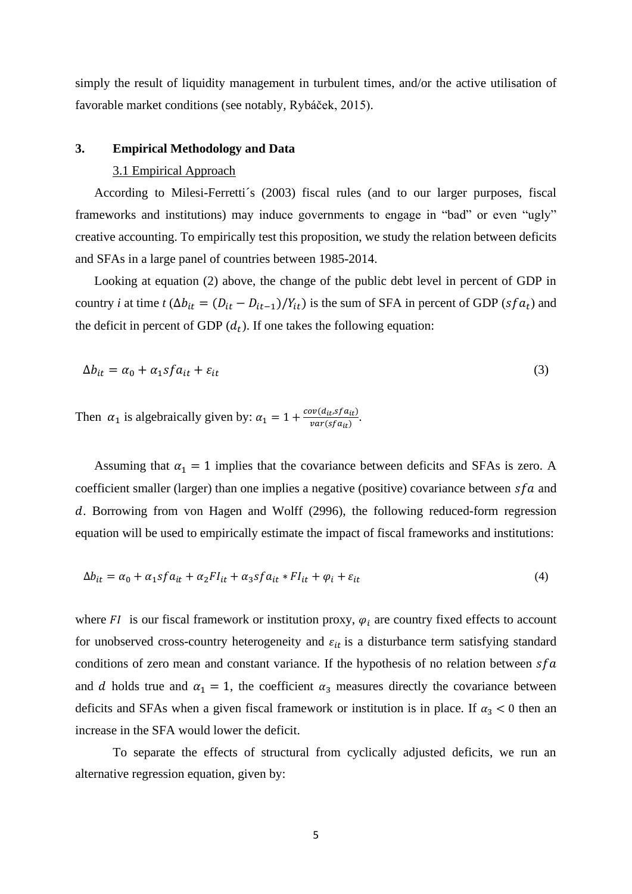simply the result of liquidity management in turbulent times, and/or the active utilisation of favorable market conditions (see notably, Rybáček, 2015).

## 3. Empirical Methodology and Data

### 3.1 Empirical Approach

According to Milesi-Ferretti´s (2003) fiscal rules (and to our larger purposes, fiscal frameworks and institutions) may induce governments to engage in "bad" or even "ugly" creative accounting. To empirically test this proposition, we study the relation between deficits and SFAs in a large panel of countries between 1985-2014.

Looking at equation (2) above, the change of the public debt level in percent of GDP in country *i* at time *t* ($\Delta b_{it} = (D_{it} - D_{it-1})/Y_{it}$) is the sum of SFA in percent of GDP ($sfa_t$) and the deficit in percent of GDP ($d_t$). If one takes the following equation:

$$\Delta b_{it} = \alpha_0 + \alpha_1 sfa_{it} + \varepsilon_{it} \tag{3}$$

Then $\alpha_1$ is algebraically given by: $\alpha_1 = 1 + \frac{cov(d_{it}, sfa_{it})}{var(sfa_{it})}$.

Assuming that $\alpha_1 = 1$ implies that the covariance between deficits and SFAs is zero. A coefficient smaller (larger) than one implies a negative (positive) covariance between $sfa$ and $d$. Borrowing from von Hagen and Wolff (2996), the following reduced-form regression equation will be used to empirically estimate the impact of fiscal frameworks and institutions:

$$\Delta b_{it} = \alpha_0 + \alpha_1 sfa_{it} + \alpha_2 FI_{it} + \alpha_3 sfa_{it} * FI_{it} + \varphi_i + \varepsilon_{it} \tag{4}$$

where $FI$ is our fiscal framework or institution proxy, $\varphi_i$ are country fixed effects to account for unobserved cross-country heterogeneity and $\varepsilon_{it}$ is a disturbance term satisfying standard conditions of zero mean and constant variance. If the hypothesis of no relation between $sfa$ and $d$ holds true and $\alpha_1 = 1$, the coefficient $\alpha_3$ measures directly the covariance between deficits and SFAs when a given fiscal framework or institution is in place. If $\alpha_3 < 0$ then an increase in the SFA would lower the deficit.

To separate the effects of structural from cyclically adjusted deficits, we run an alternative regression equation, given by: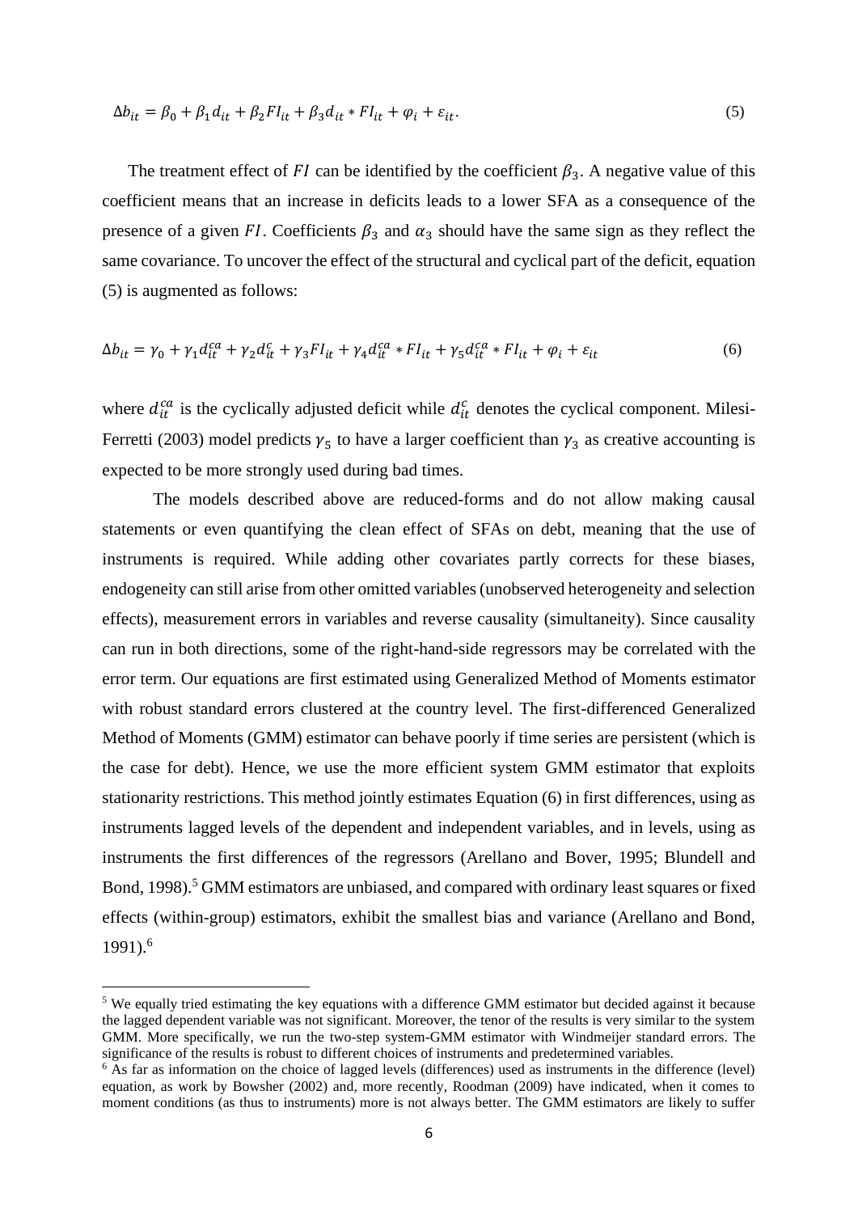$$\Delta b_{it} = \beta_0 + \beta_1 d_{it} + \beta_2 FI_{it} + \beta_3 d_{it} * FI_{it} + \varphi_i + \varepsilon_{it}. \tag{5}$$

The treatment effect of $FI$ can be identified by the coefficient $\beta_3$. A negative value of this coefficient means that an increase in deficits leads to a lower SFA as a consequence of the presence of a given $FI$. Coefficients $\beta_3$ and $\alpha_3$ should have the same sign as they reflect the same covariance. To uncover the effect of the structural and cyclical part of the deficit, equation (5) is augmented as follows:

$$\Delta b_{it} = \gamma_0 + \gamma_1 d_{it}^{ca} + \gamma_2 d_{it}^{c} + \gamma_3 FI_{it} + \gamma_4 d_{it}^{ca} * FI_{it} + \gamma_5 d_{it}^{ca} * FI_{it} + \varphi_i + \varepsilon_{it} \tag{6}$$

where $d_{it}^{ca}$ is the cyclically adjusted deficit while $d_{it}^{c}$ denotes the cyclical component. Milesi-Ferretti (2003) model predicts $\gamma_5$ to have a larger coefficient than $\gamma_3$ as creative accounting is expected to be more strongly used during bad times.

The models described above are reduced-forms and do not allow making causal statements or even quantifying the clean effect of SFAs on debt, meaning that the use of instruments is required. While adding other covariates partly corrects for these biases, endogeneity can still arise from other omitted variables (unobserved heterogeneity and selection effects), measurement errors in variables and reverse causality (simultaneity). Since causality can run in both directions, some of the right-hand-side regressors may be correlated with the error term. Our equations are first estimated using Generalized Method of Moments estimator with robust standard errors clustered at the country level. The first-differenced Generalized Method of Moments (GMM) estimator can behave poorly if time series are persistent (which is the case for debt). Hence, we use the more efficient system GMM estimator that exploits stationarity restrictions. This method jointly estimates Equation (6) in first differences, using as instruments lagged levels of the dependent and independent variables, and in levels, using as instruments the first differences of the regressors (Arellano and Bover, 1995; Blundell and Bond, 1998).[5] GMM estimators are unbiased, and compared with ordinary least squares or fixed effects (within-group) estimators, exhibit the smallest bias and variance (Arellano and Bond, 1991).[6]

---

[5] We equally tried estimating the key equations with a difference GMM estimator but decided against it because the lagged dependent variable was not significant. Moreover, the tenor of the results is very similar to the system GMM. More specifically, we run the two-step system-GMM estimator with Windmeijer standard errors. The significance of the results is robust to different choices of instruments and predetermined variables.

[6] As far as information on the choice of lagged levels (differences) used as instruments in the difference (level) equation, as work by Bowsher (2002) and, more recently, Roodman (2009) have indicated, when it comes to moment conditions (as thus to instruments) more is not always better. The GMM estimators are likely to suffer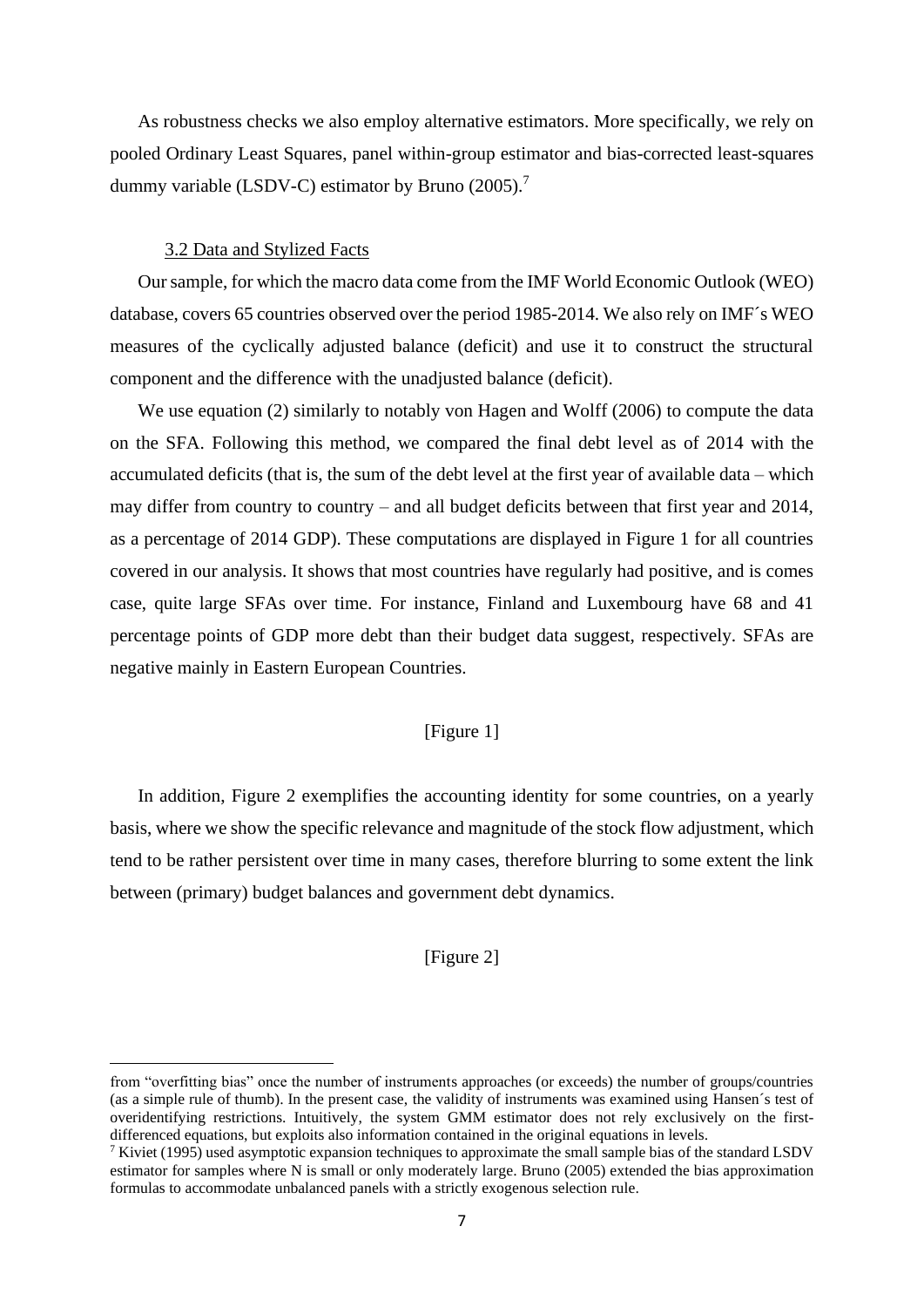As robustness checks we also employ alternative estimators. More specifically, we rely on pooled Ordinary Least Squares, panel within-group estimator and bias-corrected least-squares dummy variable (LSDV-C) estimator by Bruno (2005).[7]

### 3.2 Data and Stylized Facts

Our sample, for which the macro data come from the IMF World Economic Outlook (WEO) database, covers 65 countries observed over the period 1985-2014. We also rely on IMF´s WEO measures of the cyclically adjusted balance (deficit) and use it to construct the structural component and the difference with the unadjusted balance (deficit).

We use equation (2) similarly to notably von Hagen and Wolff (2006) to compute the data on the SFA. Following this method, we compared the final debt level as of 2014 with the accumulated deficits (that is, the sum of the debt level at the first year of available data – which may differ from country to country – and all budget deficits between that first year and 2014, as a percentage of 2014 GDP). These computations are displayed in Figure 1 for all countries covered in our analysis. It shows that most countries have regularly had positive, and is comes case, quite large SFAs over time. For instance, Finland and Luxembourg have 68 and 41 percentage points of GDP more debt than their budget data suggest, respectively. SFAs are negative mainly in Eastern European Countries.

[Figure 1]

In addition, Figure 2 exemplifies the accounting identity for some countries, on a yearly basis, where we show the specific relevance and magnitude of the stock flow adjustment, which tend to be rather persistent over time in many cases, therefore blurring to some extent the link between (primary) budget balances and government debt dynamics.

[Figure 2]

---

from "overfitting bias" once the number of instruments approaches (or exceeds) the number of groups/countries (as a simple rule of thumb). In the present case, the validity of instruments was examined using Hansen´s test of overidentifying restrictions. Intuitively, the system GMM estimator does not rely exclusively on the first-differenced equations, but exploits also information contained in the original equations in levels.

[7] Kiviet (1995) used asymptotic expansion techniques to approximate the small sample bias of the standard LSDV estimator for samples where N is small or only moderately large. Bruno (2005) extended the bias approximation formulas to accommodate unbalanced panels with a strictly exogenous selection rule.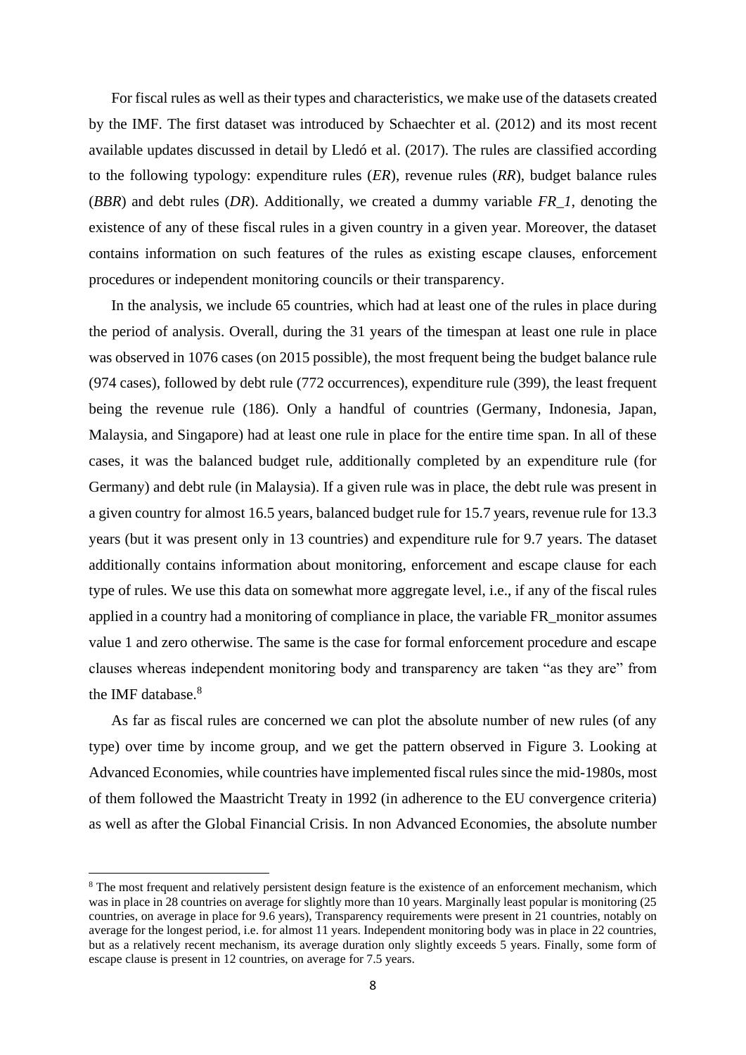For fiscal rules as well as their types and characteristics, we make use of the datasets created by the IMF. The first dataset was introduced by Schaechter et al. (2012) and its most recent available updates discussed in detail by Lledó et al. (2017). The rules are classified according to the following typology: expenditure rules (*ER*), revenue rules (*RR*), budget balance rules (*BBR*) and debt rules (*DR*). Additionally, we created a dummy variable *FR_1*, denoting the existence of any of these fiscal rules in a given country in a given year. Moreover, the dataset contains information on such features of the rules as existing escape clauses, enforcement procedures or independent monitoring councils or their transparency.

In the analysis, we include 65 countries, which had at least one of the rules in place during the period of analysis. Overall, during the 31 years of the timespan at least one rule in place was observed in 1076 cases (on 2015 possible), the most frequent being the budget balance rule (974 cases), followed by debt rule (772 occurrences), expenditure rule (399), the least frequent being the revenue rule (186). Only a handful of countries (Germany, Indonesia, Japan, Malaysia, and Singapore) had at least one rule in place for the entire time span. In all of these cases, it was the balanced budget rule, additionally completed by an expenditure rule (for Germany) and debt rule (in Malaysia). If a given rule was in place, the debt rule was present in a given country for almost 16.5 years, balanced budget rule for 15.7 years, revenue rule for 13.3 years (but it was present only in 13 countries) and expenditure rule for 9.7 years. The dataset additionally contains information about monitoring, enforcement and escape clause for each type of rules. We use this data on somewhat more aggregate level, i.e., if any of the fiscal rules applied in a country had a monitoring of compliance in place, the variable FR_monitor assumes value 1 and zero otherwise. The same is the case for formal enforcement procedure and escape clauses whereas independent monitoring body and transparency are taken "as they are" from the IMF database.[8]

As far as fiscal rules are concerned we can plot the absolute number of new rules (of any type) over time by income group, and we get the pattern observed in Figure 3. Looking at Advanced Economies, while countries have implemented fiscal rules since the mid-1980s, most of them followed the Maastricht Treaty in 1992 (in adherence to the EU convergence criteria) as well as after the Global Financial Crisis. In non Advanced Economies, the absolute number

[8] The most frequent and relatively persistent design feature is the existence of an enforcement mechanism, which was in place in 28 countries on average for slightly more than 10 years. Marginally least popular is monitoring (25 countries, on average in place for 9.6 years), Transparency requirements were present in 21 countries, notably on average for the longest period, i.e. for almost 11 years. Independent monitoring body was in place in 22 countries, but as a relatively recent mechanism, its average duration only slightly exceeds 5 years. Finally, some form of escape clause is present in 12 countries, on average for 7.5 years.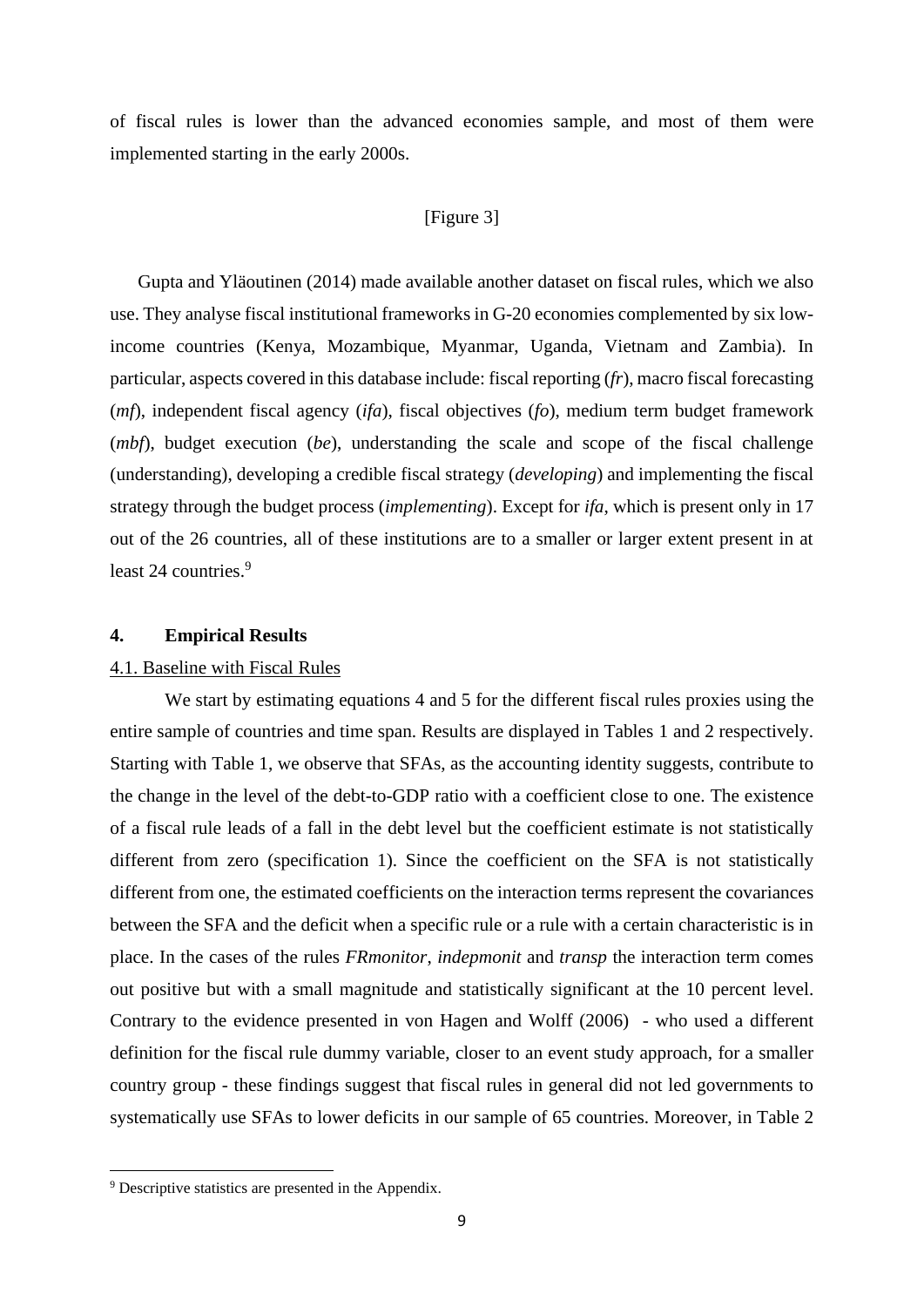of fiscal rules is lower than the advanced economies sample, and most of them were implemented starting in the early 2000s.

[Figure 3]

Gupta and Yläoutinen (2014) made available another dataset on fiscal rules, which we also use. They analyse fiscal institutional frameworks in G-20 economies complemented by six low-income countries (Kenya, Mozambique, Myanmar, Uganda, Vietnam and Zambia). In particular, aspects covered in this database include: fiscal reporting (*fr*), macro fiscal forecasting (*mf*), independent fiscal agency (*ifa*), fiscal objectives (*fo*), medium term budget framework (*mbf*), budget execution (*be*), understanding the scale and scope of the fiscal challenge (understanding), developing a credible fiscal strategy (*developing*) and implementing the fiscal strategy through the budget process (*implementing*). Except for *ifa*, which is present only in 17 out of the 26 countries, all of these institutions are to a smaller or larger extent present in at least 24 countries.[9]

## 4. Empirical Results

### 4.1. Baseline with Fiscal Rules

We start by estimating equations 4 and 5 for the different fiscal rules proxies using the entire sample of countries and time span. Results are displayed in Tables 1 and 2 respectively. Starting with Table 1, we observe that SFAs, as the accounting identity suggests, contribute to the change in the level of the debt-to-GDP ratio with a coefficient close to one. The existence of a fiscal rule leads of a fall in the debt level but the coefficient estimate is not statistically different from zero (specification 1). Since the coefficient on the SFA is not statistically different from one, the estimated coefficients on the interaction terms represent the covariances between the SFA and the deficit when a specific rule or a rule with a certain characteristic is in place. In the cases of the rules *FRmonitor*, *indepmonit* and *transp* the interaction term comes out positive but with a small magnitude and statistically significant at the 10 percent level. Contrary to the evidence presented in von Hagen and Wolff (2006) - who used a different definition for the fiscal rule dummy variable, closer to an event study approach, for a smaller country group - these findings suggest that fiscal rules in general did not led governments to systematically use SFAs to lower deficits in our sample of 65 countries. Moreover, in Table 2

[9] Descriptive statistics are presented in the Appendix.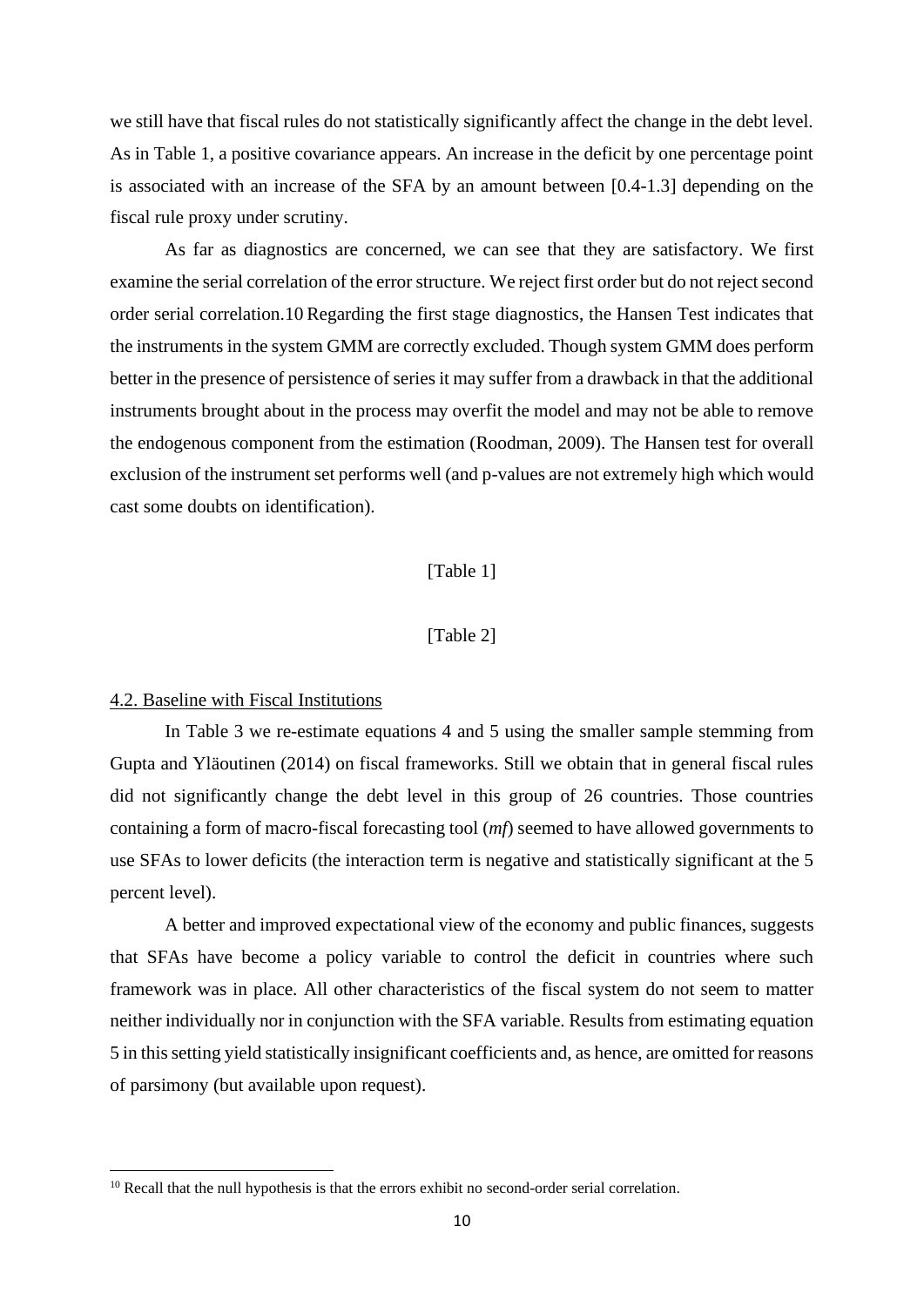we still have that fiscal rules do not statistically significantly affect the change in the debt level. As in Table 1, a positive covariance appears. An increase in the deficit by one percentage point is associated with an increase of the SFA by an amount between [0.4-1.3] depending on the fiscal rule proxy under scrutiny.

As far as diagnostics are concerned, we can see that they are satisfactory. We first examine the serial correlation of the error structure. We reject first order but do not reject second order serial correlation.[10] Regarding the first stage diagnostics, the Hansen Test indicates that the instruments in the system GMM are correctly excluded. Though system GMM does perform better in the presence of persistence of series it may suffer from a drawback in that the additional instruments brought about in the process may overfit the model and may not be able to remove the endogenous component from the estimation (Roodman, 2009). The Hansen test for overall exclusion of the instrument set performs well (and p-values are not extremely high which would cast some doubts on identification).

[Table 1]

[Table 2]

### 4.2. Baseline with Fiscal Institutions

In Table 3 we re-estimate equations 4 and 5 using the smaller sample stemming from Gupta and Yläoutinen (2014) on fiscal frameworks. Still we obtain that in general fiscal rules did not significantly change the debt level in this group of 26 countries. Those countries containing a form of macro-fiscal forecasting tool (*mf*) seemed to have allowed governments to use SFAs to lower deficits (the interaction term is negative and statistically significant at the 5 percent level).

A better and improved expectational view of the economy and public finances, suggests that SFAs have become a policy variable to control the deficit in countries where such framework was in place. All other characteristics of the fiscal system do not seem to matter neither individually nor in conjunction with the SFA variable. Results from estimating equation 5 in this setting yield statistically insignificant coefficients and, as hence, are omitted for reasons of parsimony (but available upon request).

[10] Recall that the null hypothesis is that the errors exhibit no second-order serial correlation.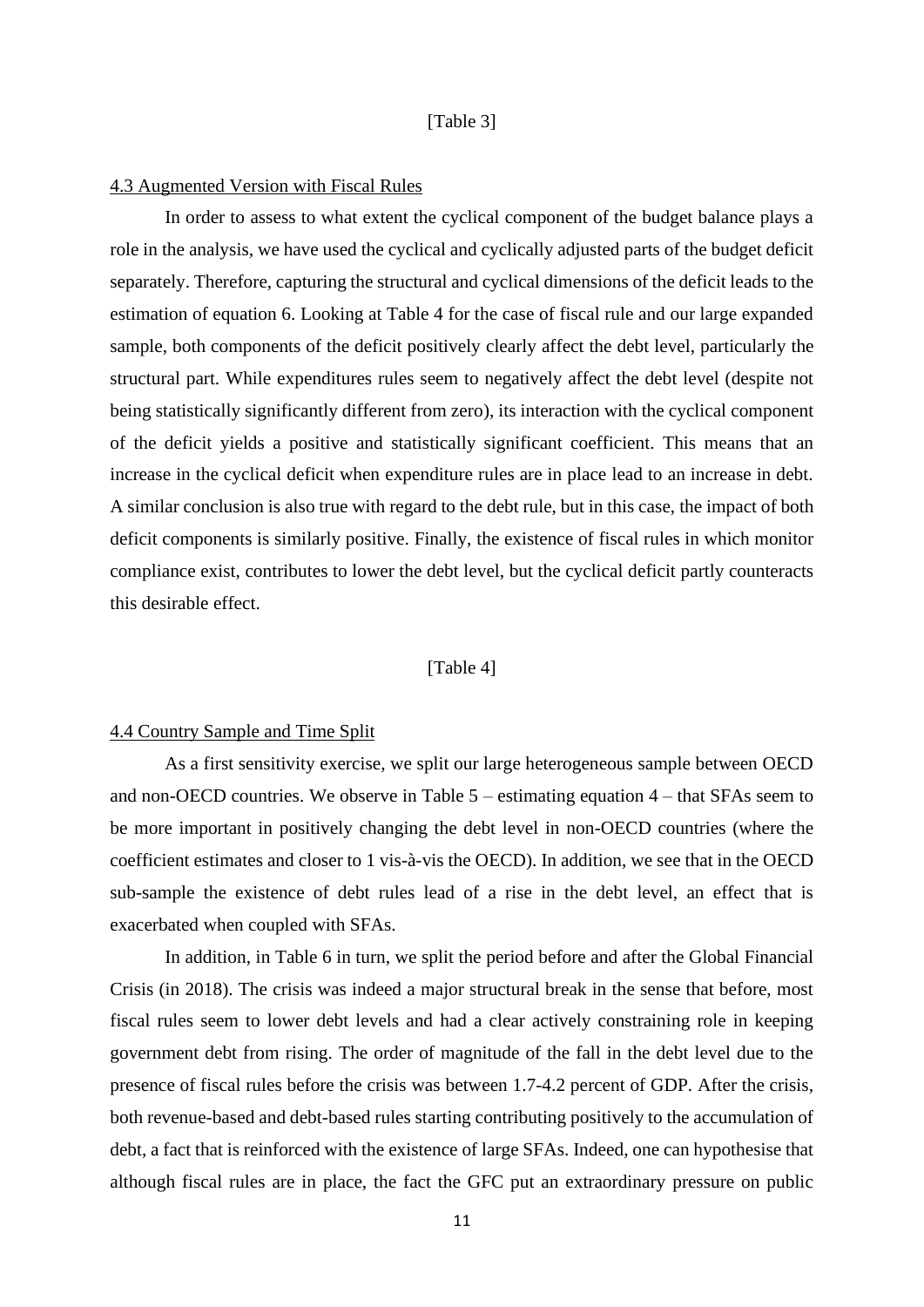[Table 3]

### 4.3 Augmented Version with Fiscal Rules

In order to assess to what extent the cyclical component of the budget balance plays a role in the analysis, we have used the cyclical and cyclically adjusted parts of the budget deficit separately. Therefore, capturing the structural and cyclical dimensions of the deficit leads to the estimation of equation 6. Looking at Table 4 for the case of fiscal rule and our large expanded sample, both components of the deficit positively clearly affect the debt level, particularly the structural part. While expenditures rules seem to negatively affect the debt level (despite not being statistically significantly different from zero), its interaction with the cyclical component of the deficit yields a positive and statistically significant coefficient. This means that an increase in the cyclical deficit when expenditure rules are in place lead to an increase in debt. A similar conclusion is also true with regard to the debt rule, but in this case, the impact of both deficit components is similarly positive. Finally, the existence of fiscal rules in which monitor compliance exist, contributes to lower the debt level, but the cyclical deficit partly counteracts this desirable effect.

[Table 4]

### 4.4 Country Sample and Time Split

As a first sensitivity exercise, we split our large heterogeneous sample between OECD and non-OECD countries. We observe in Table 5 – estimating equation 4 – that SFAs seem to be more important in positively changing the debt level in non-OECD countries (where the coefficient estimates and closer to 1 vis-à-vis the OECD). In addition, we see that in the OECD sub-sample the existence of debt rules lead of a rise in the debt level, an effect that is exacerbated when coupled with SFAs.

In addition, in Table 6 in turn, we split the period before and after the Global Financial Crisis (in 2018). The crisis was indeed a major structural break in the sense that before, most fiscal rules seem to lower debt levels and had a clear actively constraining role in keeping government debt from rising. The order of magnitude of the fall in the debt level due to the presence of fiscal rules before the crisis was between 1.7-4.2 percent of GDP. After the crisis, both revenue-based and debt-based rules starting contributing positively to the accumulation of debt, a fact that is reinforced with the existence of large SFAs. Indeed, one can hypothesise that although fiscal rules are in place, the fact the GFC put an extraordinary pressure on public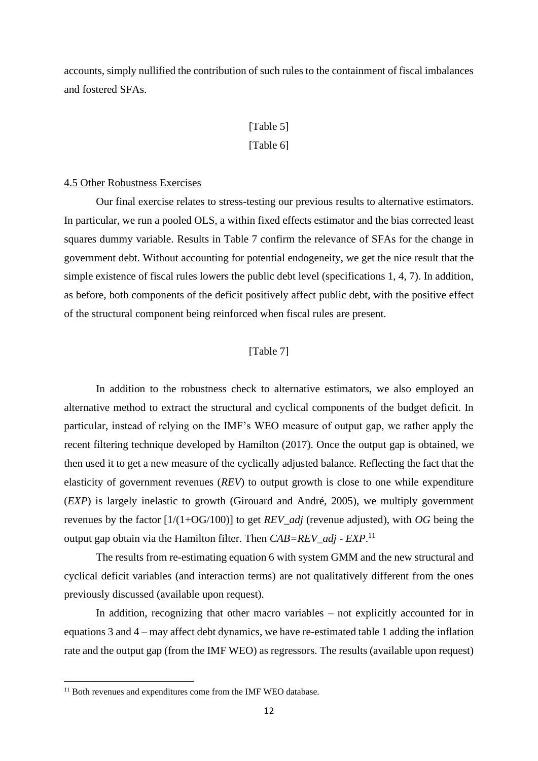accounts, simply nullified the contribution of such rules to the containment of fiscal imbalances and fostered SFAs.

[Table 5]

[Table 6]

### 4.5 Other Robustness Exercises

Our final exercise relates to stress-testing our previous results to alternative estimators. In particular, we run a pooled OLS, a within fixed effects estimator and the bias corrected least squares dummy variable. Results in Table 7 confirm the relevance of SFAs for the change in government debt. Without accounting for potential endogeneity, we get the nice result that the simple existence of fiscal rules lowers the public debt level (specifications 1, 4, 7). In addition, as before, both components of the deficit positively affect public debt, with the positive effect of the structural component being reinforced when fiscal rules are present.

[Table 7]

In addition to the robustness check to alternative estimators, we also employed an alternative method to extract the structural and cyclical components of the budget deficit. In particular, instead of relying on the IMF's WEO measure of output gap, we rather apply the recent filtering technique developed by Hamilton (2017). Once the output gap is obtained, we then used it to get a new measure of the cyclically adjusted balance. Reflecting the fact that the elasticity of government revenues (*REV*) to output growth is close to one while expenditure (*EXP*) is largely inelastic to growth (Girouard and André, 2005), we multiply government revenues by the factor [1/(1+OG/100)] to get *REV_adj* (revenue adjusted), with *OG* being the output gap obtain via the Hamilton filter. Then *CAB=REV_adj - EXP*.[11]

The results from re-estimating equation 6 with system GMM and the new structural and cyclical deficit variables (and interaction terms) are not qualitatively different from the ones previously discussed (available upon request).

In addition, recognizing that other macro variables – not explicitly accounted for in equations 3 and 4 – may affect debt dynamics, we have re-estimated table 1 adding the inflation rate and the output gap (from the IMF WEO) as regressors. The results (available upon request)

[11] Both revenues and expenditures come from the IMF WEO database.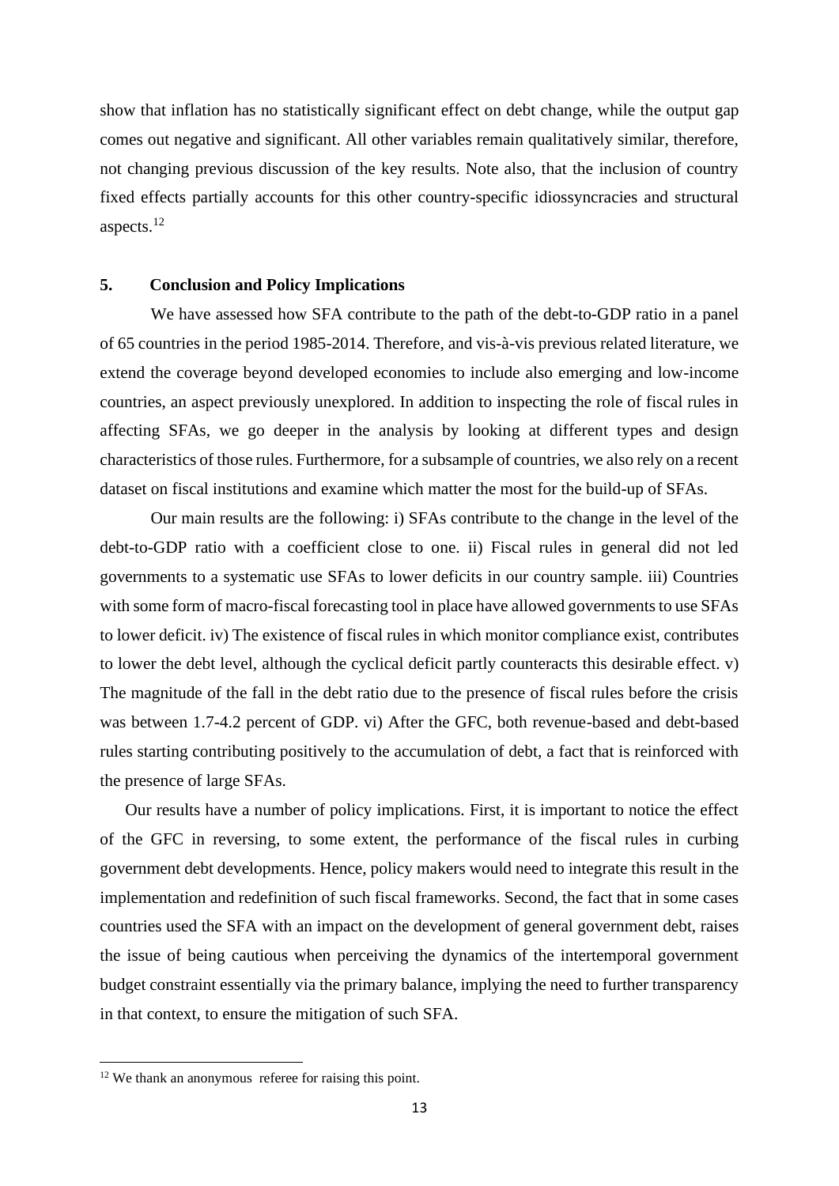show that inflation has no statistically significant effect on debt change, while the output gap comes out negative and significant. All other variables remain qualitatively similar, therefore, not changing previous discussion of the key results. Note also, that the inclusion of country fixed effects partially accounts for this other country-specific idiossyncracies and structural aspects.[12]

## 5. Conclusion and Policy Implications

We have assessed how SFA contribute to the path of the debt-to-GDP ratio in a panel of 65 countries in the period 1985-2014. Therefore, and vis-à-vis previous related literature, we extend the coverage beyond developed economies to include also emerging and low-income countries, an aspect previously unexplored. In addition to inspecting the role of fiscal rules in affecting SFAs, we go deeper in the analysis by looking at different types and design characteristics of those rules. Furthermore, for a subsample of countries, we also rely on a recent dataset on fiscal institutions and examine which matter the most for the build-up of SFAs.

Our main results are the following: i) SFAs contribute to the change in the level of the debt-to-GDP ratio with a coefficient close to one. ii) Fiscal rules in general did not led governments to a systematic use SFAs to lower deficits in our country sample. iii) Countries with some form of macro-fiscal forecasting tool in place have allowed governments to use SFAs to lower deficit. iv) The existence of fiscal rules in which monitor compliance exist, contributes to lower the debt level, although the cyclical deficit partly counteracts this desirable effect. v) The magnitude of the fall in the debt ratio due to the presence of fiscal rules before the crisis was between 1.7-4.2 percent of GDP. vi) After the GFC, both revenue-based and debt-based rules starting contributing positively to the accumulation of debt, a fact that is reinforced with the presence of large SFAs.

Our results have a number of policy implications. First, it is important to notice the effect of the GFC in reversing, to some extent, the performance of the fiscal rules in curbing government debt developments. Hence, policy makers would need to integrate this result in the implementation and redefinition of such fiscal frameworks. Second, the fact that in some cases countries used the SFA with an impact on the development of general government debt, raises the issue of being cautious when perceiving the dynamics of the intertemporal government budget constraint essentially via the primary balance, implying the need to further transparency in that context, to ensure the mitigation of such SFA.

---

[12] We thank an anonymous referee for raising this point.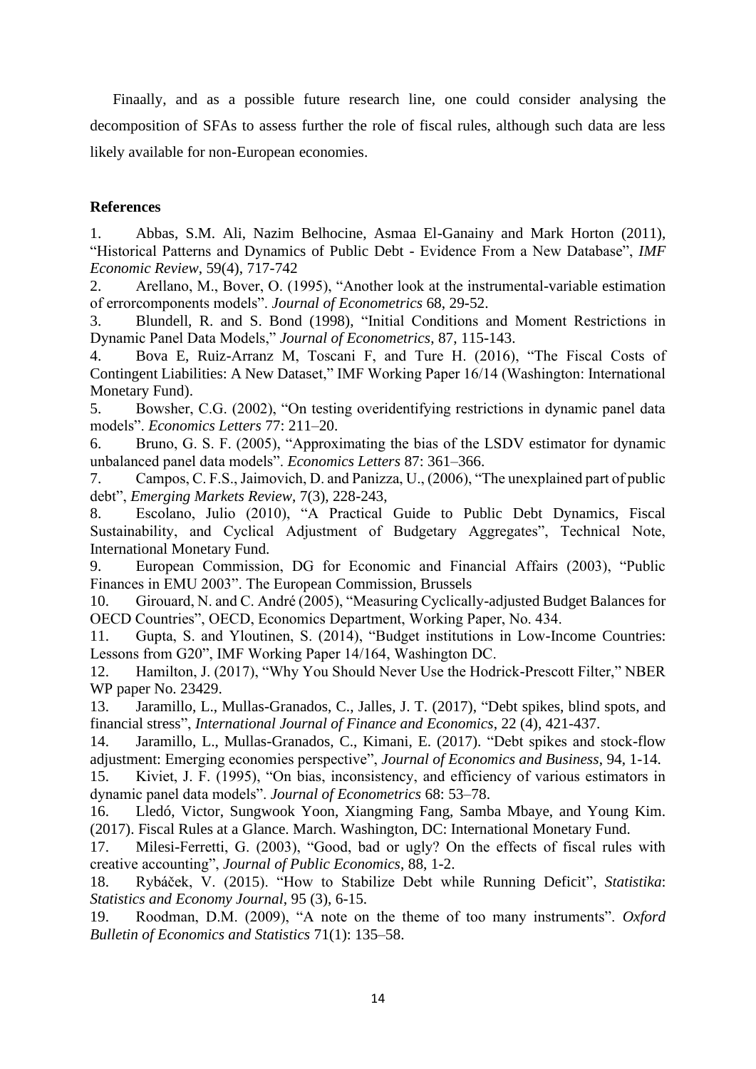Finaally, and as a possible future research line, one could consider analysing the decomposition of SFAs to assess further the role of fiscal rules, although such data are less likely available for non-European economies.

## References

1. Abbas, S.M. Ali, Nazim Belhocine, Asmaa El-Ganainy and Mark Horton (2011), "Historical Patterns and Dynamics of Public Debt - Evidence From a New Database", *IMF Economic Review*, 59(4), 717-742
2. Arellano, M., Bover, O. (1995), "Another look at the instrumental-variable estimation of errorcomponents models". *Journal of Econometrics* 68, 29-52.
3. Blundell, R. and S. Bond (1998), "Initial Conditions and Moment Restrictions in Dynamic Panel Data Models," *Journal of Econometrics*, 87, 115-143.
4. Bova E, Ruiz-Arranz M, Toscani F, and Ture H. (2016), "The Fiscal Costs of Contingent Liabilities: A New Dataset," IMF Working Paper 16/14 (Washington: International Monetary Fund).
5. Bowsher, C.G. (2002), "On testing overidentifying restrictions in dynamic panel data models". *Economics Letters* 77: 211–20.
6. Bruno, G. S. F. (2005), "Approximating the bias of the LSDV estimator for dynamic unbalanced panel data models". *Economics Letters* 87: 361–366.
7. Campos, C. F.S., Jaimovich, D. and Panizza, U., (2006), "The unexplained part of public debt", *Emerging Markets Review*, 7(3), 228-243,
8. Escolano, Julio (2010), "A Practical Guide to Public Debt Dynamics, Fiscal Sustainability, and Cyclical Adjustment of Budgetary Aggregates", Technical Note, International Monetary Fund.
9. European Commission, DG for Economic and Financial Affairs (2003), "Public Finances in EMU 2003". The European Commission, Brussels
10. Girouard, N. and C. André (2005), "Measuring Cyclically-adjusted Budget Balances for OECD Countries", OECD, Economics Department, Working Paper, No. 434.
11. Gupta, S. and Yloutinen, S. (2014), "Budget institutions in Low-Income Countries: Lessons from G20", IMF Working Paper 14/164, Washington DC.
12. Hamilton, J. (2017), "Why You Should Never Use the Hodrick-Prescott Filter," NBER WP paper No. 23429.
13. Jaramillo, L., Mullas-Granados, C., Jalles, J. T. (2017), "Debt spikes, blind spots, and financial stress", *International Journal of Finance and Economics*, 22 (4), 421-437.
14. Jaramillo, L., Mullas-Granados, C., Kimani, E. (2017). "Debt spikes and stock-flow adjustment: Emerging economies perspective", *Journal of Economics and Business*, 94, 1-14.
15. Kiviet, J. F. (1995), "On bias, inconsistency, and efficiency of various estimators in dynamic panel data models". *Journal of Econometrics* 68: 53–78.
16. Lledó, Victor, Sungwook Yoon, Xiangming Fang, Samba Mbaye, and Young Kim. (2017). Fiscal Rules at a Glance. March. Washington, DC: International Monetary Fund.
17. Milesi-Ferretti, G. (2003), "Good, bad or ugly? On the effects of fiscal rules with creative accounting", *Journal of Public Economics*, 88, 1-2.
18. Rybáček, V. (2015). "How to Stabilize Debt while Running Deficit", *Statistika: Statistics and Economy Journal*, 95 (3), 6-15.
19. Roodman, D.M. (2009), "A note on the theme of too many instruments". *Oxford Bulletin of Economics and Statistics* 71(1): 135–58.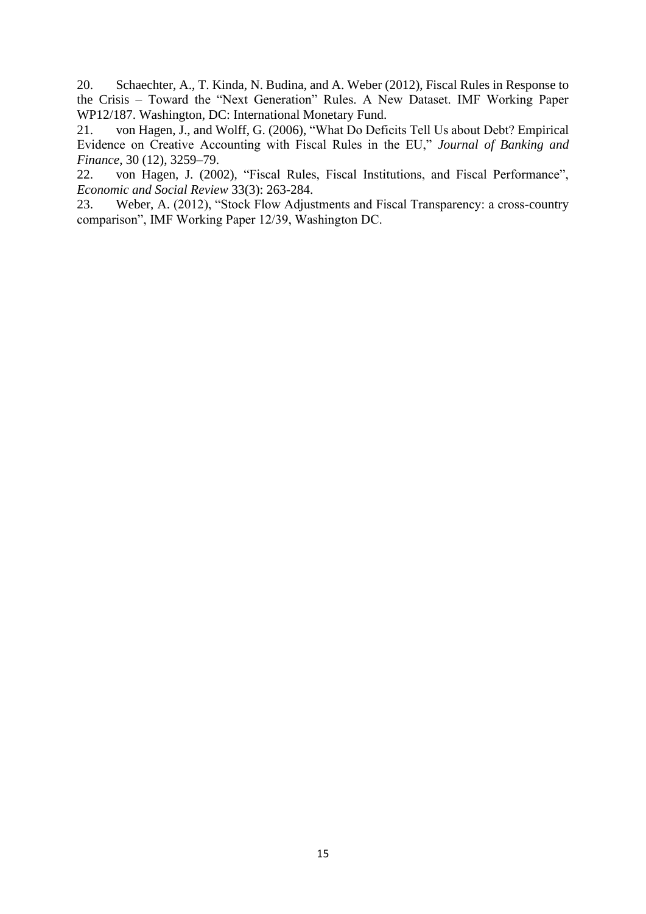20. Schaechter, A., T. Kinda, N. Budina, and A. Weber (2012), Fiscal Rules in Response to the Crisis – Toward the "Next Generation" Rules. A New Dataset. IMF Working Paper WP12/187. Washington, DC: International Monetary Fund.

21. von Hagen, J., and Wolff, G. (2006), "What Do Deficits Tell Us about Debt? Empirical Evidence on Creative Accounting with Fiscal Rules in the EU," *Journal of Banking and Finance*, 30 (12), 3259–79.

22. von Hagen, J. (2002), "Fiscal Rules, Fiscal Institutions, and Fiscal Performance", *Economic and Social Review* 33(3): 263-284.

23. Weber, A. (2012), "Stock Flow Adjustments and Fiscal Transparency: a cross-country comparison", IMF Working Paper 12/39, Washington DC.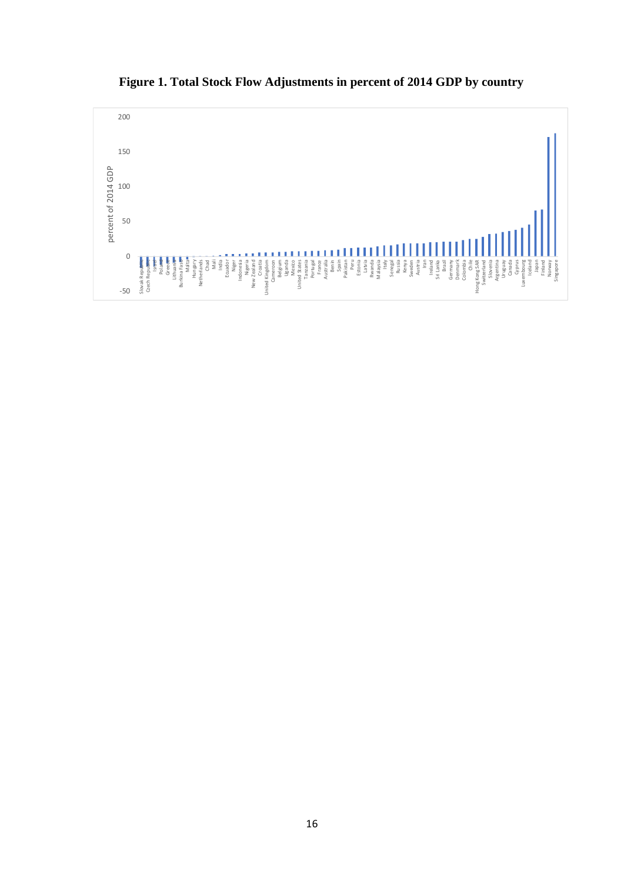**Figure 1. Total Stock Flow Adjustments in percent of 2014 GDP by country**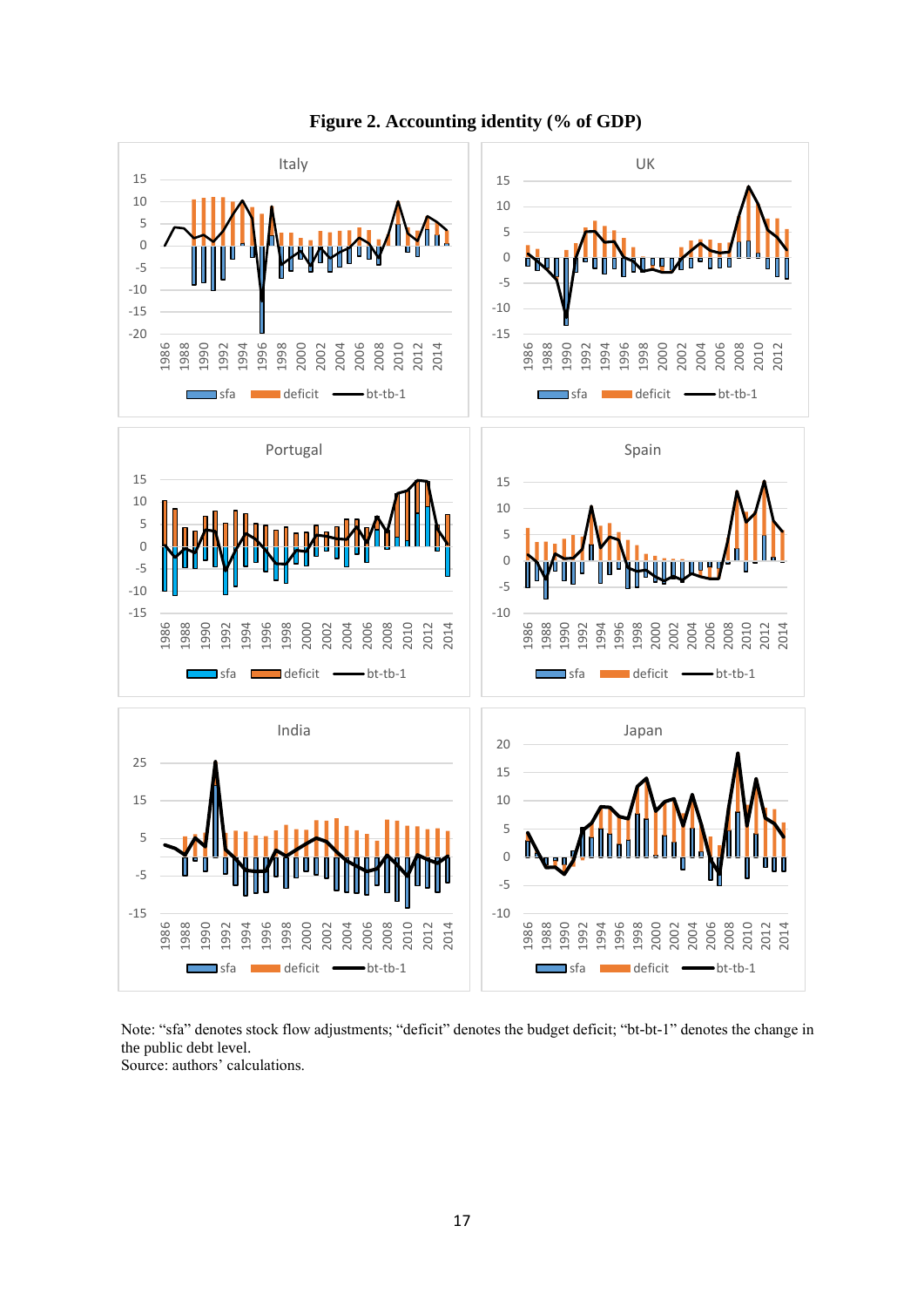**Figure 2. Accounting identity (% of GDP)**

Note: "sfa" denotes stock flow adjustments; "deficit" denotes the budget deficit; "bt-bt-1" denotes the change in the public debt level.
Source: authors' calculations.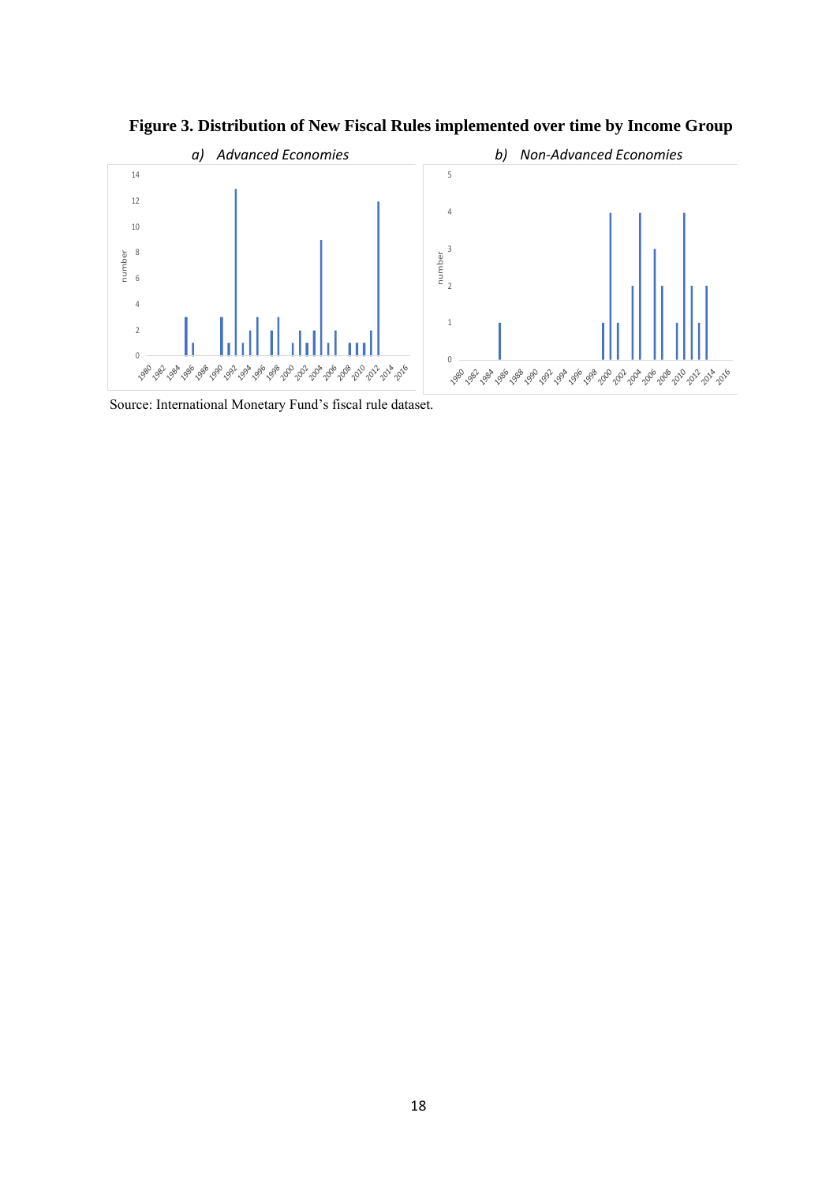**Figure 3. Distribution of New Fiscal Rules implemented over time by Income Group**

*a) Advanced Economies*

*b) Non-Advanced Economies*

Source: International Monetary Fund's fiscal rule dataset.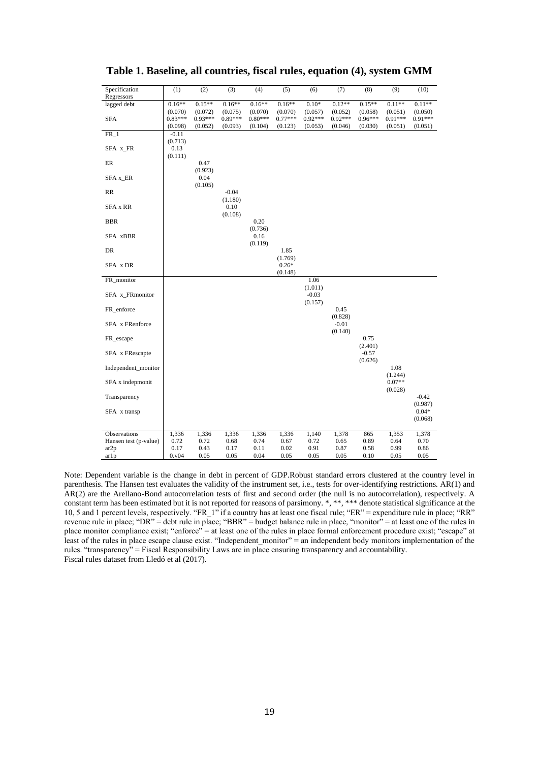**Table 1. Baseline, all countries, fiscal rules, equation (4), system GMM**

| Specification<br>Regressors | (1) | (2) | (3) | (4) | (5) | (6) | (7) | (8) | (9) | (10) |
|---|---|---|---|---|---|---|---|---|---|---|
| lagged debt | 0.16** | 0.15** | 0.16** | 0.16** | 0.16** | 0.10* | 0.12** | 0.15** | 0.11** | 0.11** |
| | (0.070) | (0.072) | (0.075) | (0.070) | (0.070) | (0.057) | (0.052) | (0.058) | (0.051) | (0.050) |
| SFA | 0.83*** | 0.93*** | 0.89*** | 0.80*** | 0.77*** | 0.92*** | 0.92*** | 0.96*** | 0.91*** | 0.91*** |
| | (0.098) | (0.052) | (0.093) | (0.104) | (0.123) | (0.053) | (0.046) | (0.030) | (0.051) | (0.051) |
| FR_1 | -0.11 | | | | | | | | | |
| | (0.713) | | | | | | | | | |
| SFA x_FR | 0.13 | | | | | | | | | |
| | (0.111) | | | | | | | | | |
| ER | | 0.47 | | | | | | | | |
| | | (0.923) | | | | | | | | |
| SFA x_ER | | 0.04 | | | | | | | | |
| | | (0.105) | | | | | | | | |
| RR | | | -0.04 | | | | | | | |
| | | | (1.180) | | | | | | | |
| SFA x RR | | | 0.10 | | | | | | | |
| | | | (0.108) | | | | | | | |
| BBR | | | | 0.20 | | | | | | |
| | | | | (0.736) | | | | | | |
| SFA xBBR | | | | 0.16 | | | | | | |
| | | | | (0.119) | | | | | | |
| DR | | | | | 1.85 | | | | | |
| | | | | | (1.769) | | | | | |
| SFA x DR | | | | | 0.26* | | | | | |
| | | | | | (0.148) | | | | | |
| FR_monitor | | | | | | 1.06 | | | | |
| | | | | | | (1.011) | | | | |
| SFA x_FRmonitor | | | | | | -0.03 | | | | |
| | | | | | | (0.157) | | | | |
| FR_enforce | | | | | | | 0.45 | | | |
| | | | | | | | (0.828) | | | |
| SFA x FRenforce | | | | | | | -0.01 | | | |
| | | | | | | | (0.140) | | | |
| FR_escape | | | | | | | | 0.75 | | |
| | | | | | | | | (2.401) | | |
| SFA x FRescapte | | | | | | | | -0.57 | | |
| | | | | | | | | (0.626) | | |
| Independent_monitor | | | | | | | | | 1.08 | |
| | | | | | | | | | (1.244) | |
| SFA x indepmonit | | | | | | | | | 0.07** | |
| | | | | | | | | | (0.028) | |
| Transparency | | | | | | | | | | -0.42 |
| | | | | | | | | | | (0.987) |
| SFA x transp | | | | | | | | | | 0.04* |
| | | | | | | | | | | (0.068) |
| Observations | 1,336 | 1,336 | 1,336 | 1,336 | 1,336 | 1,140 | 1,378 | 865 | 1,353 | 1,378 |
| Hansen test (p-value) | 0.72 | 0.72 | 0.68 | 0.74 | 0.67 | 0.72 | 0.65 | 0.89 | 0.64 | 0.70 |
| ar2p | 0.17 | 0.43 | 0.17 | 0.11 | 0.02 | 0.91 | 0.87 | 0.58 | 0.99 | 0.86 |
| ar1p | 0.v04 | 0.05 | 0.05 | 0.04 | 0.05 | 0.05 | 0.05 | 0.10 | 0.05 | 0.05 |

Note: Dependent variable is the change in debt in percent of GDP.Robust standard errors clustered at the country level in parenthesis. The Hansen test evaluates the validity of the instrument set, i.e., tests for over-identifying restrictions. AR(1) and AR(2) are the Arellano-Bond autocorrelation tests of first and second order (the null is no autocorrelation), respectively. A constant term has been estimated but it is not reported for reasons of parsimony. *, **, *** denote statistical significance at the 10, 5 and 1 percent levels, respectively. "FR_1" if a country has at least one fiscal rule; "ER" = expenditure rule in place; "RR" revenue rule in place; "DR" = debt rule in place; "BBR" = budget balance rule in place, "monitor" = at least one of the rules in place monitor compliance exist; "enforce" = at least one of the rules in place formal enforcement procedure exist; "escape" at least of the rules in place escape clause exist. "Independent_monitor" = an independent body monitors implementation of the rules. "transparency" = Fiscal Responsibility Laws are in place ensuring transparency and accountability.
Fiscal rules dataset from Lledó et al (2017).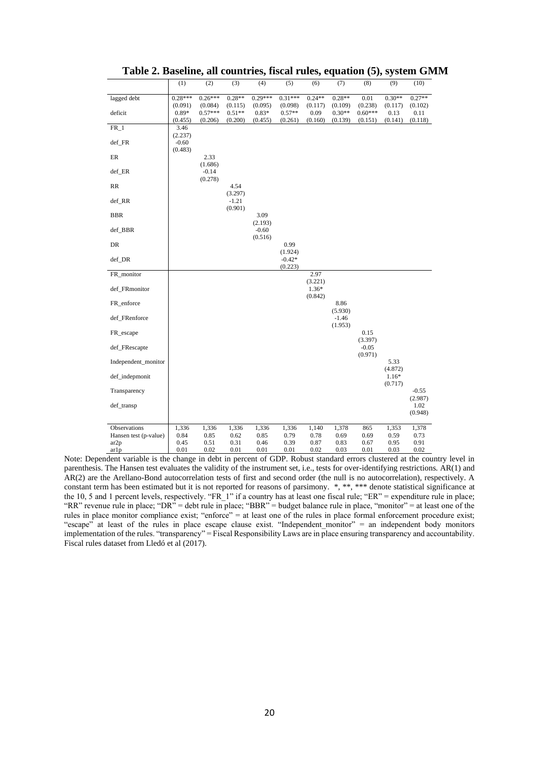**Table 2. Baseline, all countries, fiscal rules, equation (5), system GMM**

| | (1) | (2) | (3) | (4) | (5) | (6) | (7) | (8) | (9) | (10) |
|---|---|---|---|---|---|---|---|---|---|---|
| lagged debt | 0.28*** | 0.26*** | 0.28** | 0.29*** | 0.31*** | 0.24** | 0.28** | 0.01 | 0.30** | 0.27** |
| | (0.091) | (0.084) | (0.115) | (0.095) | (0.098) | (0.117) | (0.109) | (0.238) | (0.117) | (0.102) |
| deficit | 0.89* | 0.57*** | 0.51** | 0.83* | 0.57** | 0.09 | 0.30** | 0.60*** | 0.13 | 0.11 |
| | (0.455) | (0.206) | (0.200) | (0.455) | (0.261) | (0.160) | (0.139) | (0.151) | (0.141) | (0.118) |
| FR_1 | 3.46 | | | | | | | | | |
| | (2.237) | | | | | | | | | |
| def_FR | -0.60 | | | | | | | | | |
| | (0.483) | | | | | | | | | |
| ER | | 2.33 | | | | | | | | |
| | | (1.686) | | | | | | | | |
| def_ER | | -0.14 | | | | | | | | |
| | | (0.278) | | | | | | | | |
| RR | | | 4.54 | | | | | | | |
| | | | (3.297) | | | | | | | |
| def_RR | | | -1.21 | | | | | | | |
| | | | (0.901) | | | | | | | |
| BBR | | | | 3.09 | | | | | | |
| | | | | (2.193) | | | | | | |
| def_BBR | | | | -0.60 | | | | | | |
| | | | | (0.516) | | | | | | |
| DR | | | | | 0.99 | | | | | |
| | | | | | (1.924) | | | | | |
| def_DR | | | | | -0.42* | | | | | |
| | | | | | (0.223) | | | | | |
| FR_monitor | | | | | | 2.97 | | | | |
| | | | | | | (3.221) | | | | |
| def_FRmonitor | | | | | | 1.36* | | | | |
| | | | | | | (0.842) | | | | |
| FR_enforce | | | | | | | 8.86 | | | |
| | | | | | | | (5.930) | | | |
| def_FRenforce | | | | | | | -1.46 | | | |
| | | | | | | | (1.953) | | | |
| FR_escape | | | | | | | | 0.15 | | |
| | | | | | | | | (3.397) | | |
| def_FRescapte | | | | | | | | -0.05 | | |
| | | | | | | | | (0.971) | | |
| Independent_monitor | | | | | | | | | 5.33 | |
| | | | | | | | | | (4.872) | |
| def_indepmonit | | | | | | | | | 1.16* | |
| | | | | | | | | | (0.717) | |
| Transparency | | | | | | | | | | -0.55 |
| | | | | | | | | | | (2.987) |
| def_transp | | | | | | | | | | 1.02 |
| | | | | | | | | | | (0.948) |
| Observations | 1,336 | 1,336 | 1,336 | 1,336 | 1,336 | 1,140 | 1,378 | 865 | 1,353 | 1,378 |
| Hansen test (p-value) | 0.84 | 0.85 | 0.62 | 0.85 | 0.79 | 0.78 | 0.69 | 0.69 | 0.59 | 0.73 |
| ar2p | 0.45 | 0.51 | 0.31 | 0.46 | 0.39 | 0.87 | 0.83 | 0.67 | 0.95 | 0.91 |
| ar1p | 0.01 | 0.02 | 0.01 | 0.01 | 0.01 | 0.02 | 0.03 | 0.01 | 0.03 | 0.02 |

Note: Dependent variable is the change in debt in percent of GDP. Robust standard errors clustered at the country level in parenthesis. The Hansen test evaluates the validity of the instrument set, i.e., tests for over-identifying restrictions. AR(1) and AR(2) are the Arellano-Bond autocorrelation tests of first and second order (the null is no autocorrelation), respectively. A constant term has been estimated but it is not reported for reasons of parsimony. *, **, *** denote statistical significance at the 10, 5 and 1 percent levels, respectively. "FR_1" if a country has at least one fiscal rule; "ER" = expenditure rule in place; "RR" revenue rule in place; "DR" = debt rule in place; "BBR" = budget balance rule in place, "monitor" = at least one of the rules in place monitor compliance exist; "enforce" = at least one of the rules in place formal enforcement procedure exist; "escape" at least of the rules in place escape clause exist. "Independent_monitor" = an independent body monitors implementation of the rules. "transparency" = Fiscal Responsibility Laws are in place ensuring transparency and accountability. Fiscal rules dataset from Lledó et al (2017).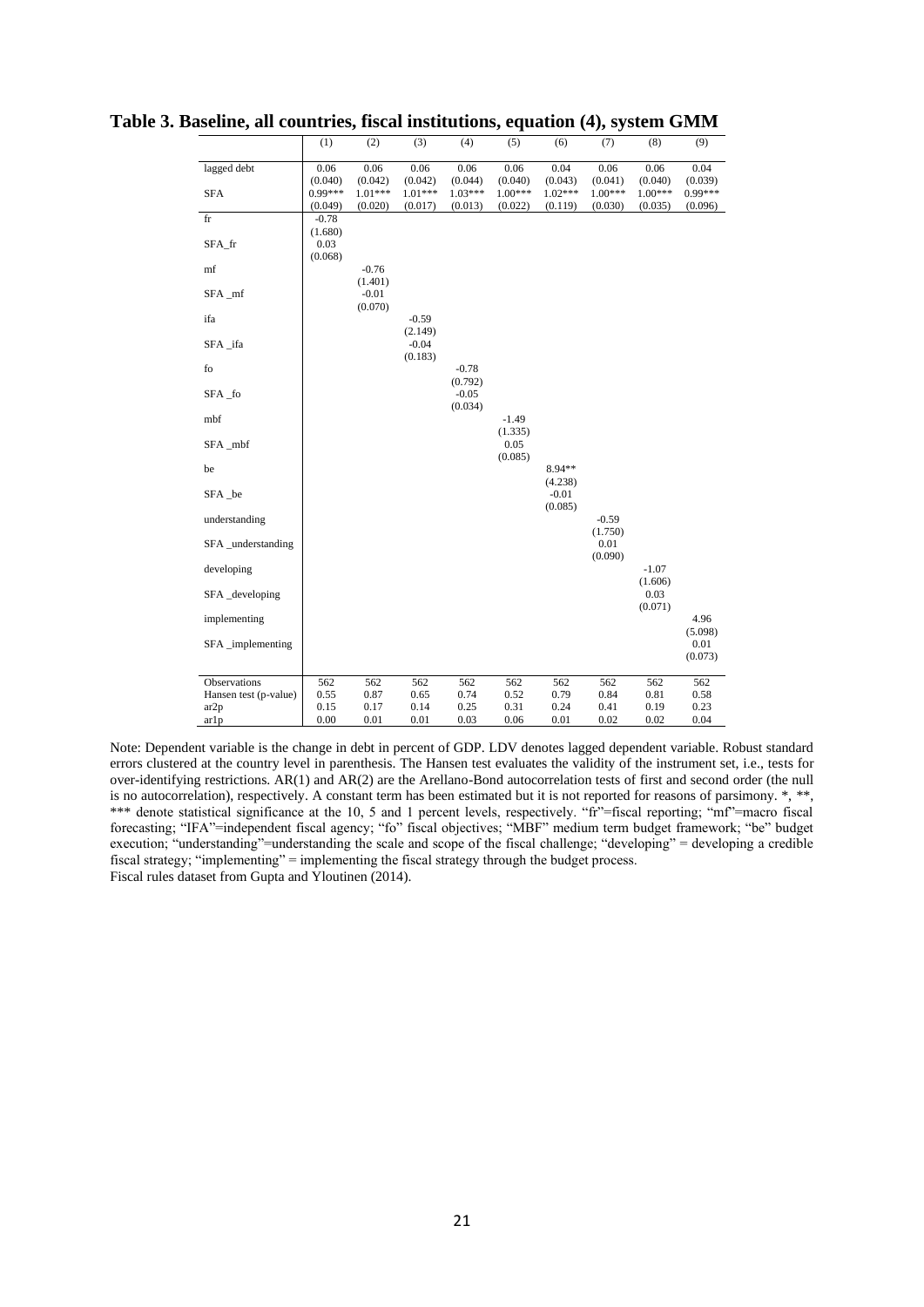**Table 3. Baseline, all countries, fiscal institutions, equation (4), system GMM**

| | (1) | (2) | (3) | (4) | (5) | (6) | (7) | (8) | (9) |
|---|---|---|---|---|---|---|---|---|---|
| lagged debt | 0.06 | 0.06 | 0.06 | 0.06 | 0.06 | 0.04 | 0.06 | 0.06 | 0.04 |
| | (0.040) | (0.042) | (0.042) | (0.044) | (0.040) | (0.043) | (0.041) | (0.040) | (0.039) |
| SFA | 0.99*** | 1.01*** | 1.01*** | 1.03*** | 1.00*** | 1.02*** | 1.00*** | 1.00*** | 0.99*** |
| | (0.049) | (0.020) | (0.017) | (0.013) | (0.022) | (0.119) | (0.030) | (0.035) | (0.096) |
| fr | -0.78 | | | | | | | | |
| | (1.680) | | | | | | | | |
| SFA_fr | 0.03 | | | | | | | | |
| | (0.068) | | | | | | | | |
| mf | | -0.76 | | | | | | | |
| | | (1.401) | | | | | | | |
| SFA _mf | | -0.01 | | | | | | | |
| | | (0.070) | | | | | | | |
| ifa | | | -0.59 | | | | | | |
| | | | (2.149) | | | | | | |
| SFA _ifa | | | -0.04 | | | | | | |
| | | | (0.183) | | | | | | |
| fo | | | | -0.78 | | | | | |
| | | | | (0.792) | | | | | |
| SFA _fo | | | | -0.05 | | | | | |
| | | | | (0.034) | | | | | |
| mbf | | | | | -1.49 | | | | |
| | | | | | (1.335) | | | | |
| SFA _mbf | | | | | 0.05 | | | | |
| | | | | | (0.085) | | | | |
| be | | | | | | 8.94** | | | |
| | | | | | | (4.238) | | | |
| SFA _be | | | | | | -0.01 | | | |
| | | | | | | (0.085) | | | |
| understanding | | | | | | | -0.59 | | |
| | | | | | | | (1.750) | | |
| SFA _understanding | | | | | | | 0.01 | | |
| | | | | | | | (0.090) | | |
| developing | | | | | | | | -1.07 | |
| | | | | | | | | (1.606) | |
| SFA _developing | | | | | | | | 0.03 | |
| | | | | | | | | (0.071) | |
| implementing | | | | | | | | | 4.96 |
| | | | | | | | | | (5.098) |
| SFA _implementing | | | | | | | | | 0.01 |
| | | | | | | | | | (0.073) |
| Observations | 562 | 562 | 562 | 562 | 562 | 562 | 562 | 562 | 562 |
| Hansen test (p-value) | 0.55 | 0.87 | 0.65 | 0.74 | 0.52 | 0.79 | 0.84 | 0.81 | 0.58 |
| ar2p | 0.15 | 0.17 | 0.14 | 0.25 | 0.31 | 0.24 | 0.41 | 0.19 | 0.23 |
| ar1p | 0.00 | 0.01 | 0.01 | 0.03 | 0.06 | 0.01 | 0.02 | 0.02 | 0.04 |

Note: Dependent variable is the change in debt in percent of GDP. LDV denotes lagged dependent variable. Robust standard errors clustered at the country level in parenthesis. The Hansen test evaluates the validity of the instrument set, i.e., tests for over-identifying restrictions. AR(1) and AR(2) are the Arellano-Bond autocorrelation tests of first and second order (the null is no autocorrelation), respectively. A constant term has been estimated but it is not reported for reasons of parsimony. *, **, *** denote statistical significance at the 10, 5 and 1 percent levels, respectively. "fr"=fiscal reporting; "mf"=macro fiscal forecasting; "IFA"=independent fiscal agency; "fo" fiscal objectives; "MBF" medium term budget framework; "be" budget execution; "understanding"=understanding the scale and scope of the fiscal challenge; "developing" = developing a credible fiscal strategy; "implementing" = implementing the fiscal strategy through the budget process.
Fiscal rules dataset from Gupta and Yloutinen (2014).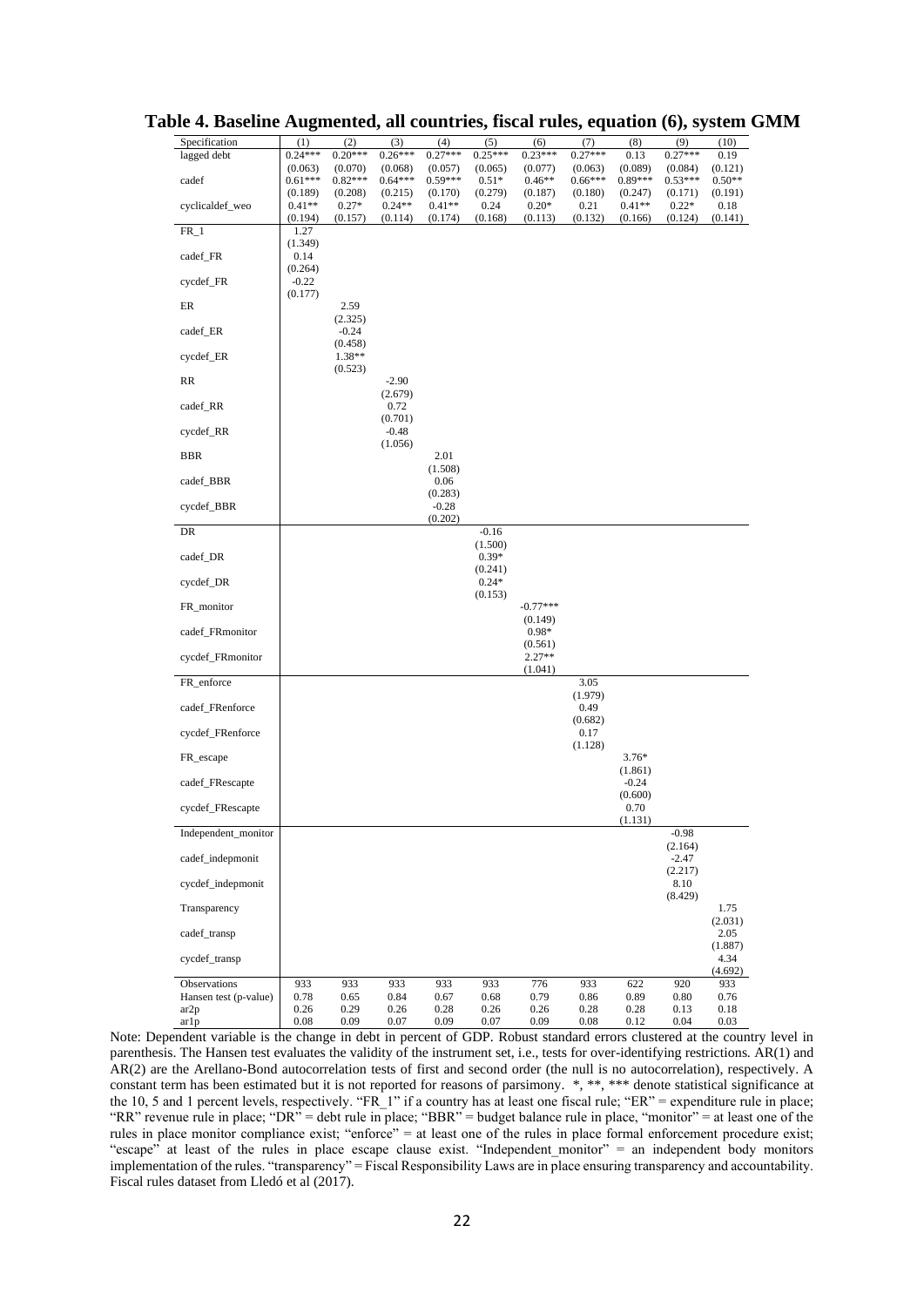# Table 4. Baseline Augmented, all countries, fiscal rules, equation (6), system GMM

| Specification | (1) | (2) | (3) | (4) | (5) | (6) | (7) | (8) | (9) | (10) |
|---|---|---|---|---|---|---|---|---|---|---|
| lagged debt | 0.24*** | 0.20*** | 0.26*** | 0.27*** | 0.25*** | 0.23*** | 0.27*** | 0.13 | 0.27*** | 0.19 |
| | (0.063) | (0.070) | (0.068) | (0.057) | (0.065) | (0.077) | (0.063) | (0.089) | (0.084) | (0.121) |
| cadef | 0.61*** | 0.82*** | 0.64*** | 0.59*** | 0.51* | 0.46** | 0.66*** | 0.89*** | 0.53*** | 0.50** |
| | (0.189) | (0.208) | (0.215) | (0.170) | (0.279) | (0.187) | (0.180) | (0.247) | (0.171) | (0.191) |
| cyclicaldef_weo | 0.41** | 0.27* | 0.24** | 0.41** | 0.24 | 0.20* | 0.21 | 0.41** | 0.22* | 0.18 |
| | (0.194) | (0.157) | (0.114) | (0.174) | (0.168) | (0.113) | (0.132) | (0.166) | (0.124) | (0.141) |
| FR_1 | 1.27 | | | | | | | | | |
| | (1.349) | | | | | | | | | |
| cadef_FR | 0.14 | | | | | | | | | |
| | (0.264) | | | | | | | | | |
| cycdef_FR | -0.22 | | | | | | | | | |
| | (0.177) | | | | | | | | | |
| ER | | 2.59 | | | | | | | | |
| | | (2.325) | | | | | | | | |
| cadef_ER | | -0.24 | | | | | | | | |
| | | (0.458) | | | | | | | | |
| cycdef_ER | | 1.38** | | | | | | | | |
| | | (0.523) | | | | | | | | |
| RR | | | -2.90 | | | | | | | |
| | | | (2.679) | | | | | | | |
| cadef_RR | | | 0.72 | | | | | | | |
| | | | (0.701) | | | | | | | |
| cycdef_RR | | | -0.48 | | | | | | | |
| | | | (1.056) | | | | | | | |
| BBR | | | | 2.01 | | | | | | |
| | | | | (1.508) | | | | | | |
| cadef_BBR | | | | 0.06 | | | | | | |
| | | | | (0.283) | | | | | | |
| cycdef_BBR | | | | -0.28 | | | | | | |
| | | | | (0.202) | | | | | | |
| DR | | | | | -0.16 | | | | | |
| | | | | | (1.500) | | | | | |
| cadef_DR | | | | | 0.39* | | | | | |
| | | | | | (0.241) | | | | | |
| cycdef_DR | | | | | 0.24* | | | | | |
| | | | | | (0.153) | | | | | |
| FR_monitor | | | | | | -0.77*** | | | | |
| | | | | | | (0.149) | | | | |
| cadef_FRmonitor | | | | | | 0.98* | | | | |
| | | | | | | (0.561) | | | | |
| cycdef_FRmonitor | | | | | | 2.27** | | | | |
| | | | | | | (1.041) | | | | |
| FR_enforce | | | | | | | 3.05 | | | |
| | | | | | | | (1.979) | | | |
| cadef_FRenforce | | | | | | | 0.49 | | | |
| | | | | | | | (0.682) | | | |
| cycdef_FRenforce | | | | | | | 0.17 | | | |
| | | | | | | | (1.128) | | | |
| FR_escape | | | | | | | | 3.76* | | |
| | | | | | | | | (1.861) | | |
| cadef_FRescapte | | | | | | | | -0.24 | | |
| | | | | | | | | (0.600) | | |
| cycdef_FRescapte | | | | | | | | 0.70 | | |
| | | | | | | | | (1.131) | | |
| Independent_monitor | | | | | | | | | -0.98 | |
| | | | | | | | | | (2.164) | |
| cadef_indepmonit | | | | | | | | | -2.47 | |
| | | | | | | | | | (2.217) | |
| cycdef_indepmonit | | | | | | | | | 8.10 | |
| | | | | | | | | | (8.429) | |
| Transparency | | | | | | | | | | 1.75 |
| | | | | | | | | | | (2.031) |
| cadef_transp | | | | | | | | | | 2.05 |
| | | | | | | | | | | (1.887) |
| cycdef_transp | | | | | | | | | | 4.34 |
| | | | | | | | | | | (4.692) |
| Observations | 933 | 933 | 933 | 933 | 933 | 776 | 933 | 622 | 920 | 933 |
| Hansen test (p-value) | 0.78 | 0.65 | 0.84 | 0.67 | 0.68 | 0.79 | 0.86 | 0.89 | 0.80 | 0.76 |
| ar2p | 0.26 | 0.29 | 0.26 | 0.28 | 0.26 | 0.26 | 0.28 | 0.28 | 0.13 | 0.18 |
| ar1p | 0.08 | 0.09 | 0.07 | 0.09 | 0.07 | 0.09 | 0.08 | 0.12 | 0.04 | 0.03 |

Note: Dependent variable is the change in debt in percent of GDP. Robust standard errors clustered at the country level in parenthesis. The Hansen test evaluates the validity of the instrument set, i.e., tests for over-identifying restrictions. AR(1) and AR(2) are the Arellano-Bond autocorrelation tests of first and second order (the null is no autocorrelation), respectively. A constant term has been estimated but it is not reported for reasons of parsimony. *, **, *** denote statistical significance at the 10, 5 and 1 percent levels, respectively. "FR_1" if a country has at least one fiscal rule; "ER" = expenditure rule in place; "RR" revenue rule in place; "DR" = debt rule in place; "BBR" = budget balance rule in place, "monitor" = at least one of the rules in place monitor compliance exist; "enforce" = at least one of the rules in place formal enforcement procedure exist; "escape" at least of the rules in place escape clause exist. "Independent_monitor" = an independent body monitors implementation of the rules. "transparency" = Fiscal Responsibility Laws are in place ensuring transparency and accountability. Fiscal rules dataset from Lledó et al (2017).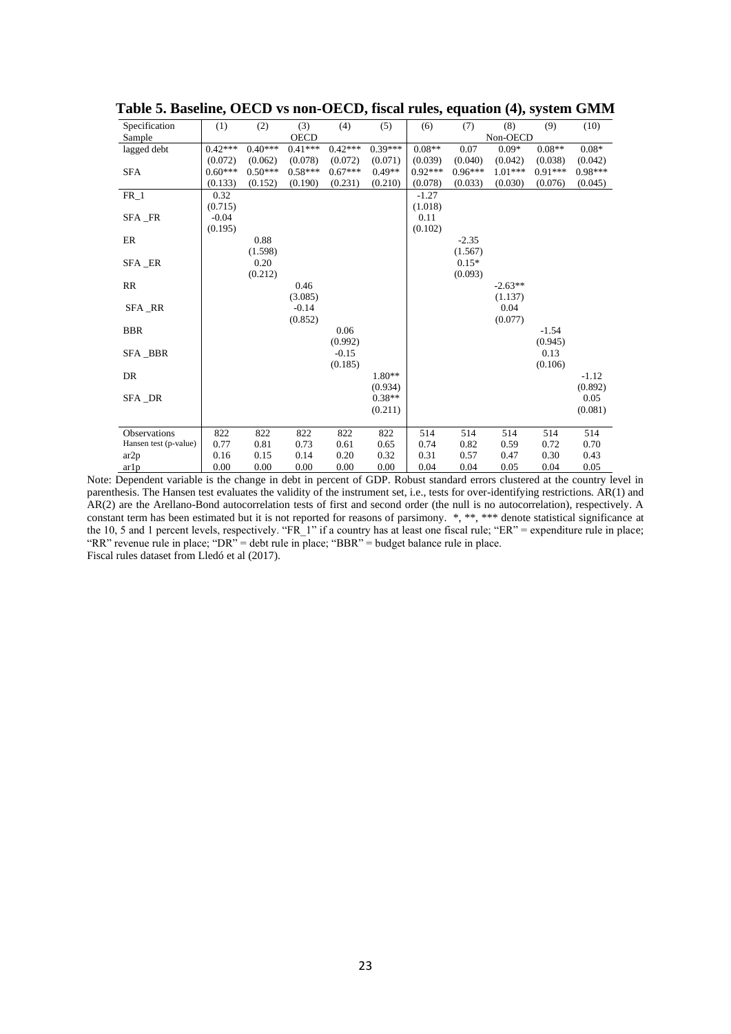**Table 5. Baseline, OECD vs non-OECD, fiscal rules, equation (4), system GMM**

| Specification | (1) | (2) | (3) | (4) | (5) | (6) | (7) | (8) | (9) | (10) |
|---|---|---|---|---|---|---|---|---|---|---|
| Sample | | | OECD | | | | | Non-OECD | | |
| lagged debt | 0.42*** | 0.40*** | 0.41*** | 0.42*** | 0.39*** | 0.08** | 0.07 | 0.09* | 0.08** | 0.08* |
| | (0.072) | (0.062) | (0.078) | (0.072) | (0.071) | (0.039) | (0.040) | (0.042) | (0.038) | (0.042) |
| SFA | 0.60*** | 0.50*** | 0.58*** | 0.67*** | 0.49** | 0.92*** | 0.96*** | 1.01*** | 0.91*** | 0.98*** |
| | (0.133) | (0.152) | (0.190) | (0.231) | (0.210) | (0.078) | (0.033) | (0.030) | (0.076) | (0.045) |
| FR_1 | 0.32 | | | | | -1.27 | | | | |
| | (0.715) | | | | | (1.018) | | | | |
| SFA _FR | -0.04 | | | | | 0.11 | | | | |
| | (0.195) | | | | | (0.102) | | | | |
| ER | | 0.88 | | | | | -2.35 | | | |
| | | (1.598) | | | | | (1.567) | | | |
| SFA _ER | | 0.20 | | | | | 0.15* | | | |
| | | (0.212) | | | | | (0.093) | | | |
| RR | | | 0.46 | | | | | -2.63** | | |
| | | | (3.085) | | | | | (1.137) | | |
| SFA _RR | | | -0.14 | | | | | 0.04 | | |
| | | | (0.852) | | | | | (0.077) | | |
| BBR | | | | 0.06 | | | | | -1.54 | |
| | | | | (0.992) | | | | | (0.945) | |
| SFA _BBR | | | | -0.15 | | | | | 0.13 | |
| | | | | (0.185) | | | | | (0.106) | |
| DR | | | | | 1.80** | | | | | -1.12 |
| | | | | | (0.934) | | | | | (0.892) |
| SFA _DR | | | | | 0.38** | | | | | 0.05 |
| | | | | | (0.211) | | | | | (0.081) |
| Observations | 822 | 822 | 822 | 822 | 822 | 514 | 514 | 514 | 514 | 514 |
| Hansen test (p-value) | 0.77 | 0.81 | 0.73 | 0.61 | 0.65 | 0.74 | 0.82 | 0.59 | 0.72 | 0.70 |
| ar2p | 0.16 | 0.15 | 0.14 | 0.20 | 0.32 | 0.31 | 0.57 | 0.47 | 0.30 | 0.43 |
| ar1p | 0.00 | 0.00 | 0.00 | 0.00 | 0.00 | 0.04 | 0.04 | 0.05 | 0.04 | 0.05 |

Note: Dependent variable is the change in debt in percent of GDP. Robust standard errors clustered at the country level in parenthesis. The Hansen test evaluates the validity of the instrument set, i.e., tests for over-identifying restrictions. AR(1) and AR(2) are the Arellano-Bond autocorrelation tests of first and second order (the null is no autocorrelation), respectively. A constant term has been estimated but it is not reported for reasons of parsimony. *, **, *** denote statistical significance at the 10, 5 and 1 percent levels, respectively. "FR_1" if a country has at least one fiscal rule; "ER" = expenditure rule in place; "RR" revenue rule in place; "DR" = debt rule in place; "BBR" = budget balance rule in place.
Fiscal rules dataset from Lledó et al (2017).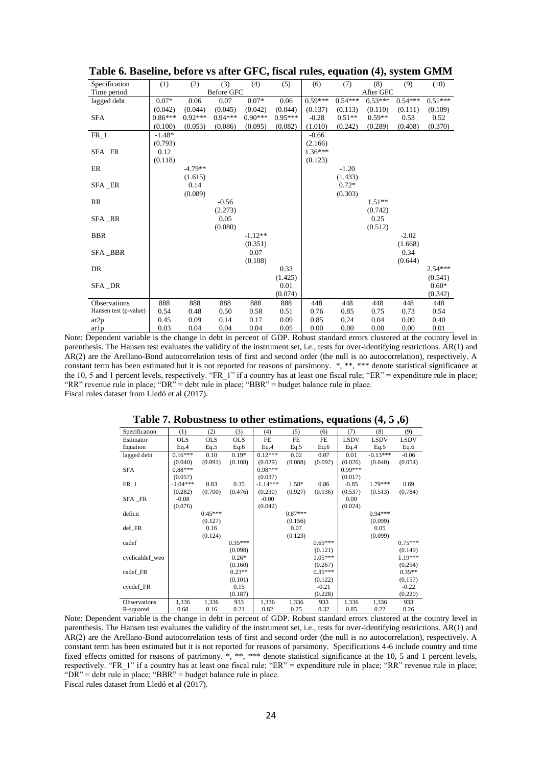**Table 6. Baseline, before vs after GFC, fiscal rules, equation (4), system GMM**

| Specification | (1) | (2) | (3) | (4) | (5) | (6) | (7) | (8) | (9) | (10) |
|---|---|---|---|---|---|---|---|---|---|---|
| Time period | | | Before GFC | | | | | After GFC | | |
| lagged debt | 0.07* | 0.06 | 0.07 | 0.07* | 0.06 | 0.59*** | 0.54*** | 0.53*** | 0.54*** | 0.51*** |
| | (0.042) | (0.044) | (0.045) | (0.042) | (0.044) | (0.137) | (0.113) | (0.110) | (0.111) | (0.109) |
| SFA | 0.86*** | 0.92*** | 0.94*** | 0.90*** | 0.95*** | -0.28 | 0.51** | 0.59** | 0.53 | 0.52 |
| | (0.100) | (0.053) | (0.086) | (0.095) | (0.082) | (1.010) | (0.242) | (0.289) | (0.408) | (0.370) |
| FR_1 | -1.48* | | | | | -0.66 | | | | |
| | (0.793) | | | | | (2.166) | | | | |
| SFA _FR | 0.12 | | | | | 1.36*** | | | | |
| | (0.118) | | | | | (0.123) | | | | |
| ER | | -4.79** | | | | | -1.20 | | | |
| | | (1.615) | | | | | (1.433) | | | |
| SFA _ER | | 0.14 | | | | | 0.72* | | | |
| | | (0.089) | | | | | (0.303) | | | |
| RR | | | -0.56 | | | | | 1.51** | | |
| | | | (2.273) | | | | | (0.742) | | |
| SFA _RR | | | 0.05 | | | | | 0.25 | | |
| | | | (0.080) | | | | | (0.512) | | |
| BBR | | | | -1.12** | | | | | -2.02 | |
| | | | | (0.351) | | | | | (1.668) | |
| SFA _BBR | | | | 0.07 | | | | | 0.34 | |
| | | | | (0.108) | | | | | (0.644) | |
| DR | | | | | 0.33 | | | | | 2.54*** |
| | | | | | (1.425) | | | | | (0.541) |
| SFA _DR | | | | | 0.01 | | | | | 0.60* |
| | | | | | (0.074) | | | | | (0.342) |
| Observations | 888 | 888 | 888 | 888 | 888 | 448 | 448 | 448 | 448 | 448 |
| Hansen test (p-value) | 0.54 | 0.48 | 0.50 | 0.58 | 0.51 | 0.76 | 0.85 | 0.75 | 0.73 | 0.54 |
| ar2p | 0.45 | 0.09 | 0.14 | 0.17 | 0.09 | 0.85 | 0.24 | 0.04 | 0.09 | 0.40 |
| ar1p | 0.03 | 0.04 | 0.04 | 0.04 | 0.05 | 0.00 | 0.00 | 0.00 | 0.00 | 0.01 |

Note: Dependent variable is the change in debt in percent of GDP. Robust standard errors clustered at the country level in parenthesis. The Hansen test evaluates the validity of the instrument set, i.e., tests for over-identifying restrictions. AR(1) and AR(2) are the Arellano-Bond autocorrelation tests of first and second order (the null is no autocorrelation), respectively. A constant term has been estimated but it is not reported for reasons of parsimony. *, **, *** denote statistical significance at the 10, 5 and 1 percent levels, respectively. "FR_1" if a country has at least one fiscal rule; "ER" = expenditure rule in place; "RR" revenue rule in place; "DR" = debt rule in place; "BBR" = budget balance rule in place.
Fiscal rules dataset from Lledó et al (2017).

**Table 7. Robustness to other estimations, equations (4, 5 ,6)**

| Specification | (1) | (2) | (3) | (4) | (5) | (6) | (7) | (8) | (9) |
|---|---|---|---|---|---|---|---|---|---|
| Estimator | OLS | OLS | OLS | FE | FE | FE | LSDV | LSDV | LSDV |
| Equation | Eq.4 | Eq.5 | Eq.6 | Eq.4 | Eq.5 | Eq.6 | Eq.4 | Eq.5 | Eq.6 |
| lagged debt | 0.16*** | 0.10 | 0.19* | 0.12*** | 0.02 | 0.07 | 0.01 | -0.13*** | -0.06 |
| | (0.040) | (0.091) | (0.108) | (0.029) | (0.088) | (0.092) | (0.026) | (0.040) | (0.054) |
| SFA | 0.88*** | | | 0.98*** | | | 0.99*** | | |
| | (0.057) | | | (0.037) | | | (0.017) | | |
| FR_1 | -1.04*** | 0.83 | 0.35 | -1.14*** | 1.58* | 0.86 | -0.85 | 1.79*** | 0.89 |
| | (0.282) | (0.700) | (0.476) | (0.230) | (0.927) | (0.936) | (0.537) | (0.513) | (0.784) |
| SFA _FR | -0.08 | | | -0.00 | | | 0.00 | | |
| | (0.076) | | | (0.042) | | | (0.024) | | |
| deficit | | 0.45*** | | | 0.87*** | | | 0.94*** | |
| | | (0.127) | | | (0.156) | | | (0.099) | |
| def_FR | | 0.16 | | | 0.07 | | | 0.05 | |
| | | (0.124) | | | (0.123) | | | (0.099) | |
| cadef | | | 0.35*** | | | 0.69*** | | | 0.75*** |
| | | | (0.098) | | | (0.121) | | | (0.149) |
| cyclicaldef_weo | | | 0.26* | | | 1.05*** | | | 1.19*** |
| | | | (0.160) | | | (0.267) | | | (0.254) |
| cadef_FR | | | 0.23** | | | 0.35*** | | | 0.35** |
| | | | (0.101) | | | (0.122) | | | (0.157) |
| cycdef_FR | | | 0.15 | | | -0.21 | | | -0.22 |
| | | | (0.187) | | | (0.228) | | | (0.220) |
| Observations | 1,336 | 1,336 | 933 | 1,336 | 1,336 | 933 | 1,336 | 1,336 | 933 |
| R-squared | 0.68 | 0.16 | 0.21 | 0.82 | 0.25 | 0.32 | 0.85 | 0.22 | 0.26 |

Note: Dependent variable is the change in debt in percent of GDP. Robust standard errors clustered at the country level in parenthesis. The Hansen test evaluates the validity of the instrument set, i.e., tests for over-identifying restrictions. AR(1) and AR(2) are the Arellano-Bond autocorrelation tests of first and second order (the null is no autocorrelation), respectively. A constant term has been estimated but it is not reported for reasons of parsimony. Specifications 4-6 include country and time fixed effects omitted for reasons of patrimony. *, **, *** denote statistical significance at the 10, 5 and 1 percent levels, respectively. "FR_1" if a country has at least one fiscal rule; "ER" = expenditure rule in place; "RR" revenue rule in place; "DR" = debt rule in place; "BBR" = budget balance rule in place.
Fiscal rules dataset from Lledó et al (2017).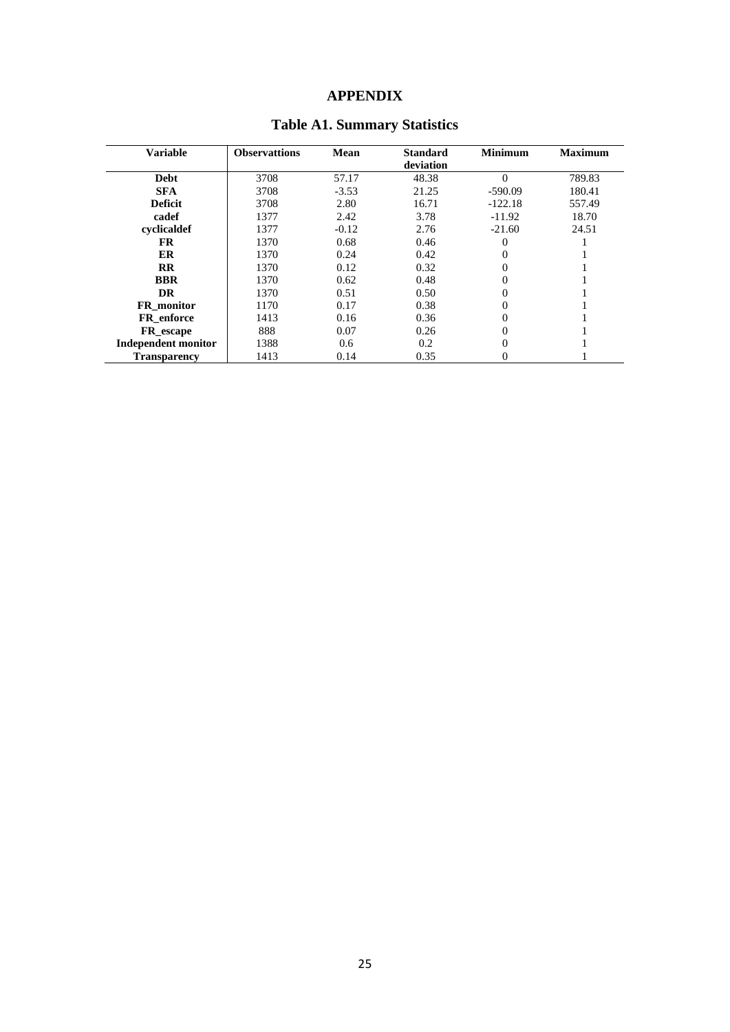# APPENDIX

## Table A1. Summary Statistics

| Variable | Observattions | Mean | Standard deviation | Minimum | Maximum |
|---|---|---|---|---|---|
| **Debt** | 3708 | 57.17 | 48.38 | 0 | 789.83 |
| **SFA** | 3708 | -3.53 | 21.25 | -590.09 | 180.41 |
| **Deficit** | 3708 | 2.80 | 16.71 | -122.18 | 557.49 |
| **cadef** | 1377 | 2.42 | 3.78 | -11.92 | 18.70 |
| **cyclicaldef** | 1377 | -0.12 | 2.76 | -21.60 | 24.51 |
| **FR** | 1370 | 0.68 | 0.46 | 0 | 1 |
| **ER** | 1370 | 0.24 | 0.42 | 0 | 1 |
| **RR** | 1370 | 0.12 | 0.32 | 0 | 1 |
| **BBR** | 1370 | 0.62 | 0.48 | 0 | 1 |
| **DR** | 1370 | 0.51 | 0.50 | 0 | 1 |
| **FR_monitor** | 1170 | 0.17 | 0.38 | 0 | 1 |
| **FR_enforce** | 1413 | 0.16 | 0.36 | 0 | 1 |
| **FR_escape** | 888 | 0.07 | 0.26 | 0 | 1 |
| **Independent monitor** | 1388 | 0.6 | 0.2 | 0 | 1 |
| **Transparency** | 1413 | 0.14 | 0.35 | 0 | 1 |